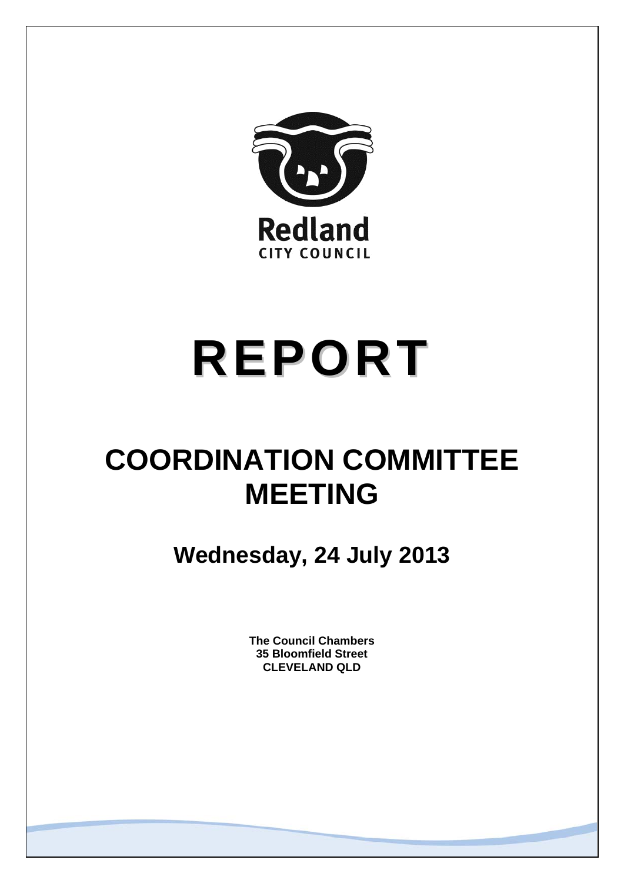Redland

CITY COUNCIL

# REPORT

# COORDINATION COMMITTEE MEETING

## Wednesday, 24 July 2013

**The Council Chambers**
**35 Bloomfield Street**
**CLEVELAND QLD**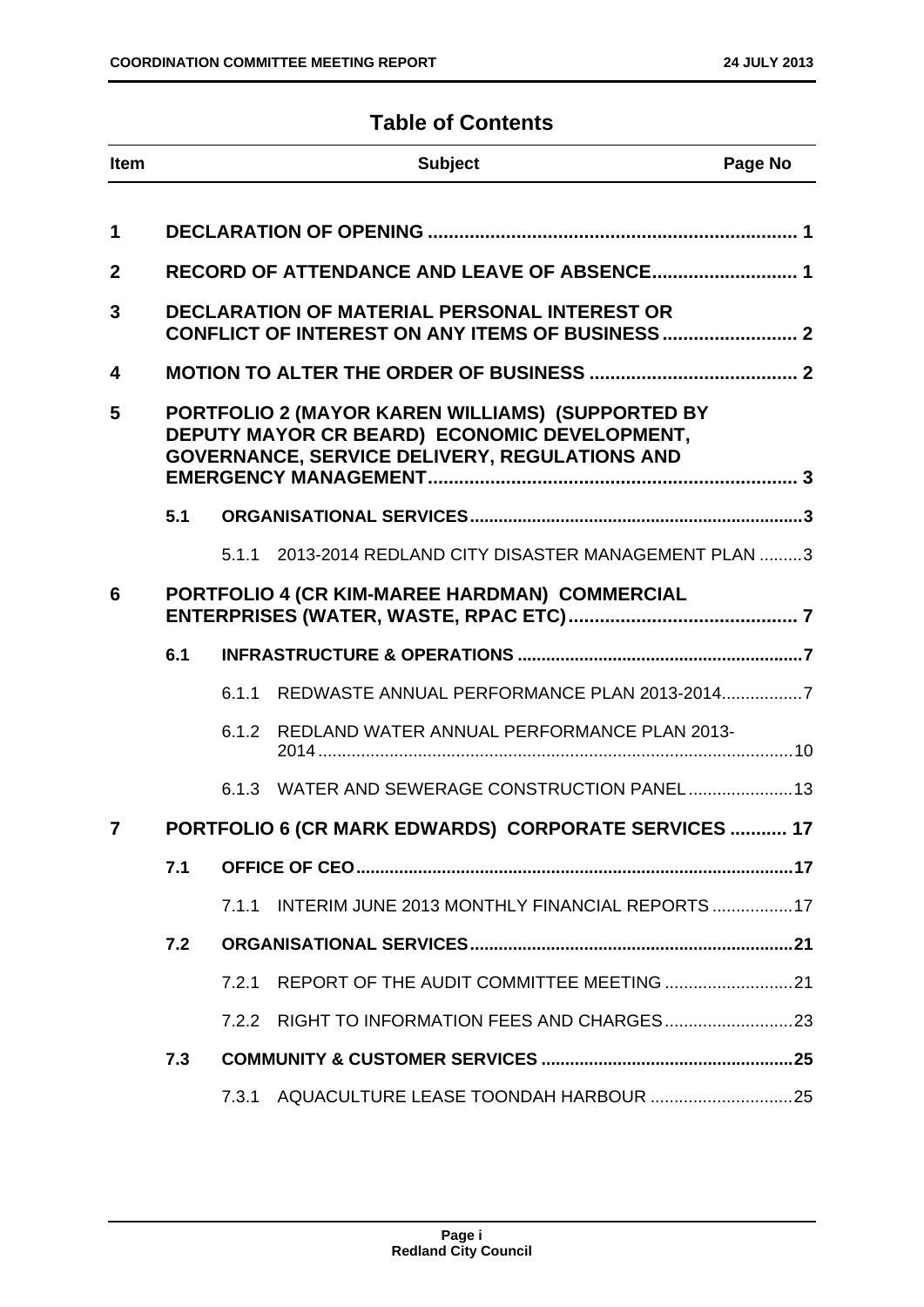# Table of Contents

| Item | | | Subject | Page No |
|---|---|---|---|---|
| **1** | | | **DECLARATION OF OPENING** | **1** |
| **2** | | | **RECORD OF ATTENDANCE AND LEAVE OF ABSENCE** | **1** |
| **3** | | | **DECLARATION OF MATERIAL PERSONAL INTEREST OR CONFLICT OF INTEREST ON ANY ITEMS OF BUSINESS** | **2** |
| **4** | | | **MOTION TO ALTER THE ORDER OF BUSINESS** | **2** |
| **5** | | | **PORTFOLIO 2 (MAYOR KAREN WILLIAMS) (SUPPORTED BY DEPUTY MAYOR CR BEARD) ECONOMIC DEVELOPMENT, GOVERNANCE, SERVICE DELIVERY, REGULATIONS AND EMERGENCY MANAGEMENT** | **3** |
| | **5.1** | | **ORGANISATIONAL SERVICES** | **3** |
| | | 5.1.1 | 2013-2014 REDLAND CITY DISASTER MANAGEMENT PLAN | 3 |
| **6** | | | **PORTFOLIO 4 (CR KIM-MAREE HARDMAN) COMMERCIAL ENTERPRISES (WATER, WASTE, RPAC ETC)** | **7** |
| | **6.1** | | **INFRASTRUCTURE & OPERATIONS** | **7** |
| | | 6.1.1 | REDWASTE ANNUAL PERFORMANCE PLAN 2013-2014 | 7 |
| | | 6.1.2 | REDLAND WATER ANNUAL PERFORMANCE PLAN 2013-2014 | 10 |
| | | 6.1.3 | WATER AND SEWERAGE CONSTRUCTION PANEL | 13 |
| **7** | | | **PORTFOLIO 6 (CR MARK EDWARDS) CORPORATE SERVICES** | **17** |
| | **7.1** | | **OFFICE OF CEO** | **17** |
| | | 7.1.1 | INTERIM JUNE 2013 MONTHLY FINANCIAL REPORTS | 17 |
| | **7.2** | | **ORGANISATIONAL SERVICES** | **21** |
| | | 7.2.1 | REPORT OF THE AUDIT COMMITTEE MEETING | 21 |
| | | 7.2.2 | RIGHT TO INFORMATION FEES AND CHARGES | 23 |
| | **7.3** | | **COMMUNITY & CUSTOMER SERVICES** | **25** |
| | | 7.3.1 | AQUACULTURE LEASE TOONDAH HARBOUR | 25 |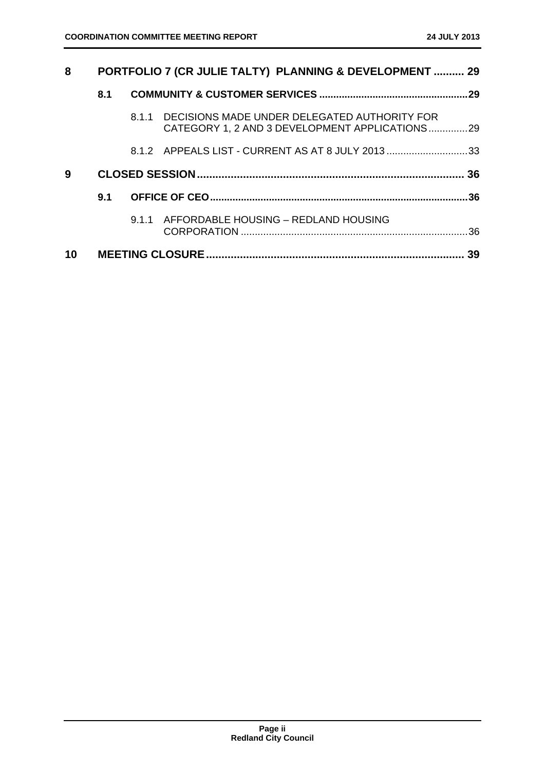**8 PORTFOLIO 7 (CR JULIE TALTY) PLANNING & DEVELOPMENT .......... 29**

**8.1 COMMUNITY & CUSTOMER SERVICES ....................................................29**

8.1.1 DECISIONS MADE UNDER DELEGATED AUTHORITY FOR CATEGORY 1, 2 AND 3 DEVELOPMENT APPLICATIONS..............29

8.1.2 APPEALS LIST - CURRENT AS AT 8 JULY 2013.............................33

**9 CLOSED SESSION....................................................................................... 36**

**9.1 OFFICE OF CEO...........................................................................................36**

9.1.1 AFFORDABLE HOUSING – REDLAND HOUSING CORPORATION ................................................................................36

**10 MEETING CLOSURE.................................................................................... 39**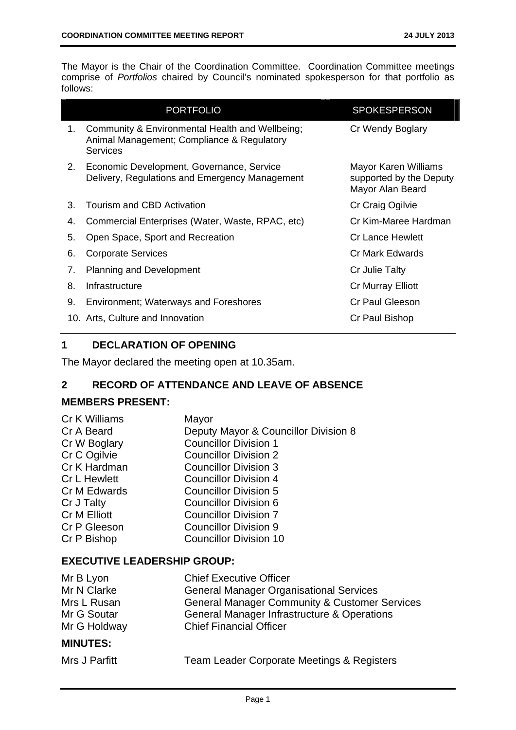The Mayor is the Chair of the Coordination Committee. Coordination Committee meetings comprise of *Portfolios* chaired by Council's nominated spokesperson for that portfolio as follows:

| | PORTFOLIO | SPOKESPERSON |
|---|---|---|
| 1. | Community & Environmental Health and Wellbeing; Animal Management; Compliance & Regulatory Services | Cr Wendy Boglary |
| 2. | Economic Development, Governance, Service Delivery, Regulations and Emergency Management | Mayor Karen Williams supported by the Deputy Mayor Alan Beard |
| 3. | Tourism and CBD Activation | Cr Craig Ogilvie |
| 4. | Commercial Enterprises (Water, Waste, RPAC, etc) | Cr Kim-Maree Hardman |
| 5. | Open Space, Sport and Recreation | Cr Lance Hewlett |
| 6. | Corporate Services | Cr Mark Edwards |
| 7. | Planning and Development | Cr Julie Talty |
| 8. | Infrastructure | Cr Murray Elliott |
| 9. | Environment; Waterways and Foreshores | Cr Paul Gleeson |
| 10. | Arts, Culture and Innovation | Cr Paul Bishop |

## 1 DECLARATION OF OPENING

The Mayor declared the meeting open at 10.35am.

## 2 RECORD OF ATTENDANCE AND LEAVE OF ABSENCE

### MEMBERS PRESENT:

| | |
|---|---|
| Cr K Williams | Mayor |
| Cr A Beard | Deputy Mayor & Councillor Division 8 |
| Cr W Boglary | Councillor Division 1 |
| Cr C Ogilvie | Councillor Division 2 |
| Cr K Hardman | Councillor Division 3 |
| Cr L Hewlett | Councillor Division 4 |
| Cr M Edwards | Councillor Division 5 |
| Cr J Talty | Councillor Division 6 |
| Cr M Elliott | Councillor Division 7 |
| Cr P Gleeson | Councillor Division 9 |
| Cr P Bishop | Councillor Division 10 |

### EXECUTIVE LEADERSHIP GROUP:

| | |
|---|---|
| Mr B Lyon | Chief Executive Officer |
| Mr N Clarke | General Manager Organisational Services |
| Mrs L Rusan | General Manager Community & Customer Services |
| Mr G Soutar | General Manager Infrastructure & Operations |
| Mr G Holdway | Chief Financial Officer |

### MINUTES:

| | |
|---|---|
| Mrs J Parfitt | Team Leader Corporate Meetings & Registers |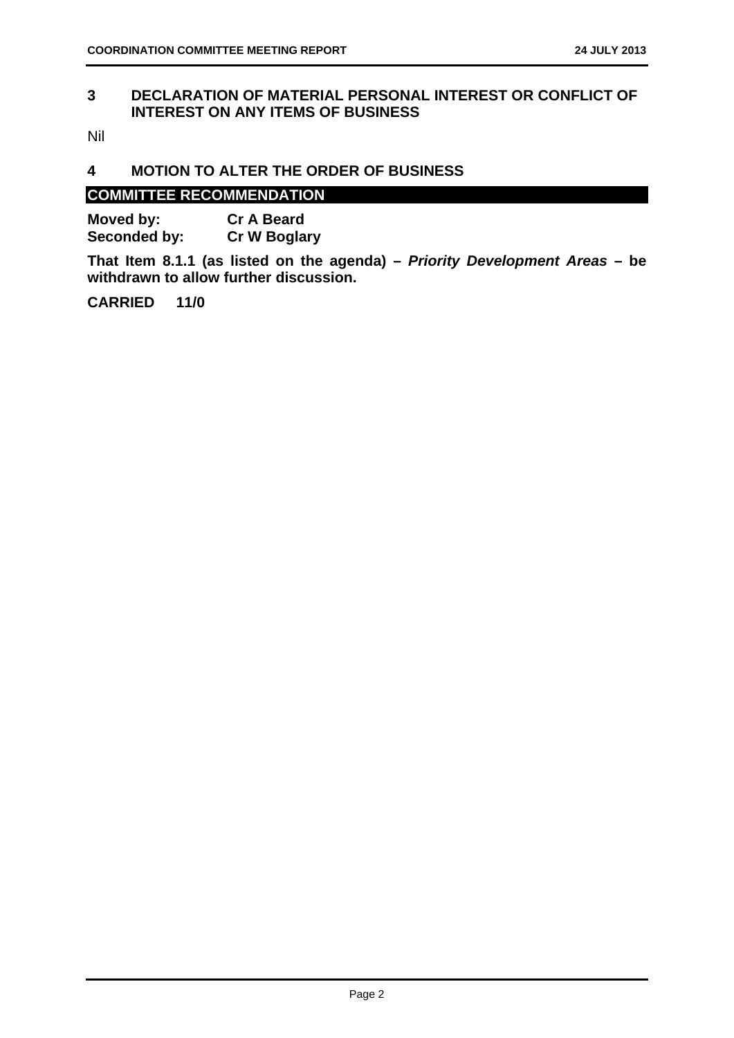## 3 DECLARATION OF MATERIAL PERSONAL INTEREST OR CONFLICT OF INTEREST ON ANY ITEMS OF BUSINESS

Nil

## 4 MOTION TO ALTER THE ORDER OF BUSINESS

### COMMITTEE RECOMMENDATION

**Moved by:** **Cr A Beard**
**Seconded by:** **Cr W Boglary**

**That Item 8.1.1 (as listed on the agenda) –** ***Priority Development Areas*** **– be withdrawn to allow further discussion.**

**CARRIED 11/0**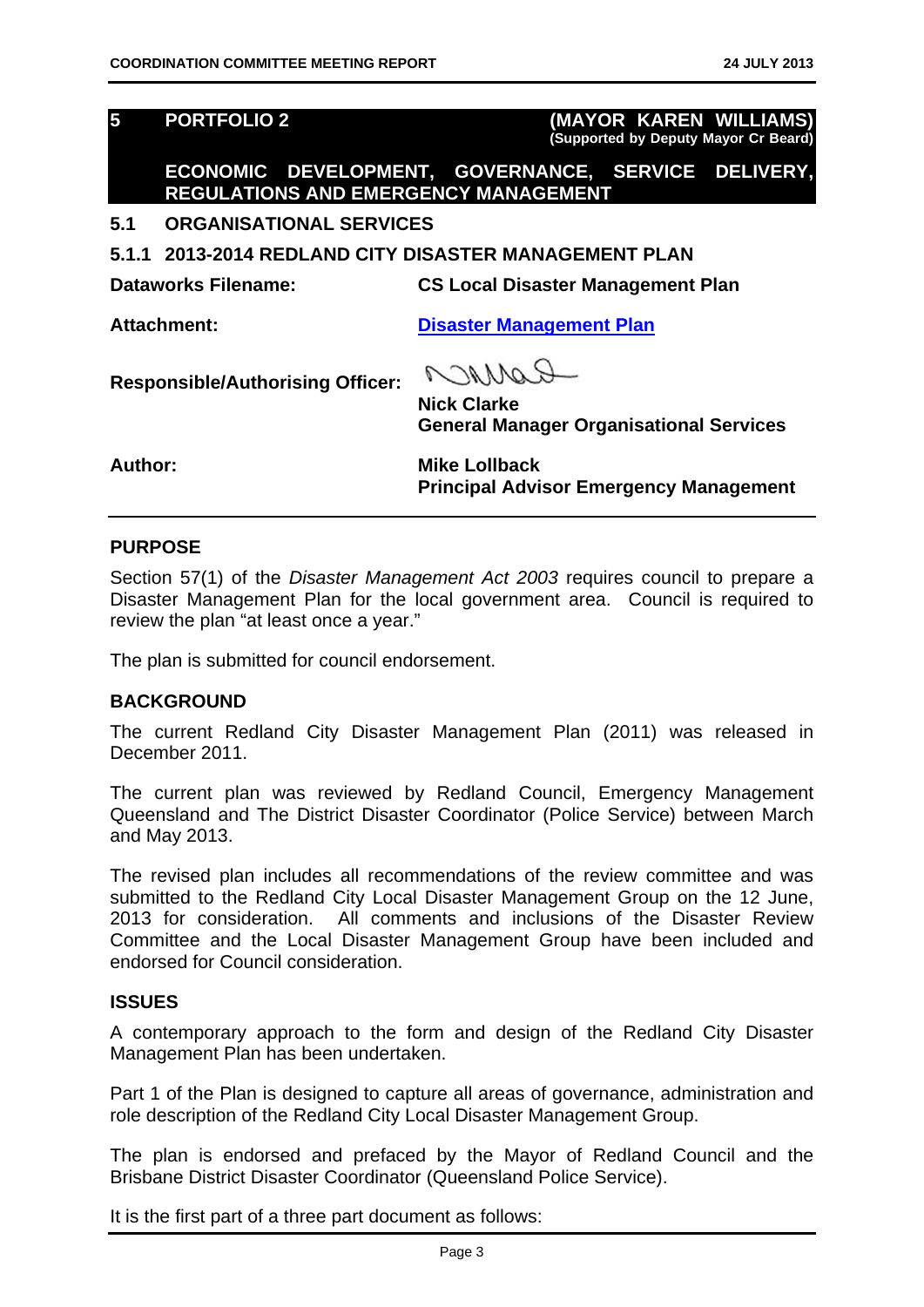## 5 PORTFOLIO 2 (MAYOR KAREN WILLIAMS)

**(Supported by Deputy Mayor Cr Beard)**

**ECONOMIC DEVELOPMENT, GOVERNANCE, SERVICE DELIVERY, REGULATIONS AND EMERGENCY MANAGEMENT**

### 5.1 ORGANISATIONAL SERVICES

#### 5.1.1 2013-2014 REDLAND CITY DISASTER MANAGEMENT PLAN

| | |
|---|---|
| **Dataworks Filename:** | **CS Local Disaster Management Plan** |
| **Attachment:** | **Disaster Management Plan** |
| **Responsible/Authorising Officer:** | **Nick Clarke**<br>**General Manager Organisational Services** |
| **Author:** | **Mike Lollback**<br>**Principal Advisor Emergency Management** |

### PURPOSE

Section 57(1) of the *Disaster Management Act 2003* requires council to prepare a Disaster Management Plan for the local government area. Council is required to review the plan "at least once a year."

The plan is submitted for council endorsement.

### BACKGROUND

The current Redland City Disaster Management Plan (2011) was released in December 2011.

The current plan was reviewed by Redland Council, Emergency Management Queensland and The District Disaster Coordinator (Police Service) between March and May 2013.

The revised plan includes all recommendations of the review committee and was submitted to the Redland City Local Disaster Management Group on the 12 June, 2013 for consideration. All comments and inclusions of the Disaster Review Committee and the Local Disaster Management Group have been included and endorsed for Council consideration.

### ISSUES

A contemporary approach to the form and design of the Redland City Disaster Management Plan has been undertaken.

Part 1 of the Plan is designed to capture all areas of governance, administration and role description of the Redland City Local Disaster Management Group.

The plan is endorsed and prefaced by the Mayor of Redland Council and the Brisbane District Disaster Coordinator (Queensland Police Service).

It is the first part of a three part document as follows: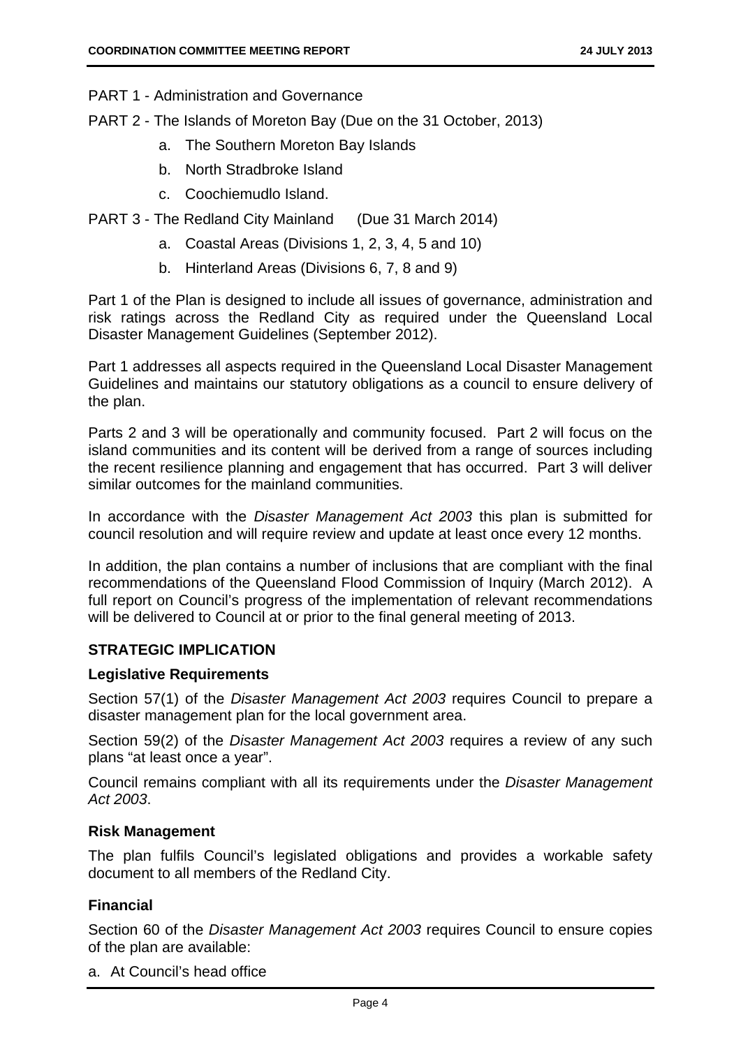PART 1 - Administration and Governance

PART 2 - The Islands of Moreton Bay (Due on the 31 October, 2013)

a. The Southern Moreton Bay Islands
b. North Stradbroke Island
c. Coochiemudlo Island.

PART 3 - The Redland City Mainland (Due 31 March 2014)

a. Coastal Areas (Divisions 1, 2, 3, 4, 5 and 10)
b. Hinterland Areas (Divisions 6, 7, 8 and 9)

Part 1 of the Plan is designed to include all issues of governance, administration and risk ratings across the Redland City as required under the Queensland Local Disaster Management Guidelines (September 2012).

Part 1 addresses all aspects required in the Queensland Local Disaster Management Guidelines and maintains our statutory obligations as a council to ensure delivery of the plan.

Parts 2 and 3 will be operationally and community focused. Part 2 will focus on the island communities and its content will be derived from a range of sources including the recent resilience planning and engagement that has occurred. Part 3 will deliver similar outcomes for the mainland communities.

In accordance with the *Disaster Management Act 2003* this plan is submitted for council resolution and will require review and update at least once every 12 months.

In addition, the plan contains a number of inclusions that are compliant with the final recommendations of the Queensland Flood Commission of Inquiry (March 2012). A full report on Council's progress of the implementation of relevant recommendations will be delivered to Council at or prior to the final general meeting of 2013.

## STRATEGIC IMPLICATION

### Legislative Requirements

Section 57(1) of the *Disaster Management Act 2003* requires Council to prepare a disaster management plan for the local government area.

Section 59(2) of the *Disaster Management Act 2003* requires a review of any such plans "at least once a year".

Council remains compliant with all its requirements under the *Disaster Management Act 2003*.

### Risk Management

The plan fulfils Council's legislated obligations and provides a workable safety document to all members of the Redland City.

### Financial

Section 60 of the *Disaster Management Act 2003* requires Council to ensure copies of the plan are available:

a. At Council's head office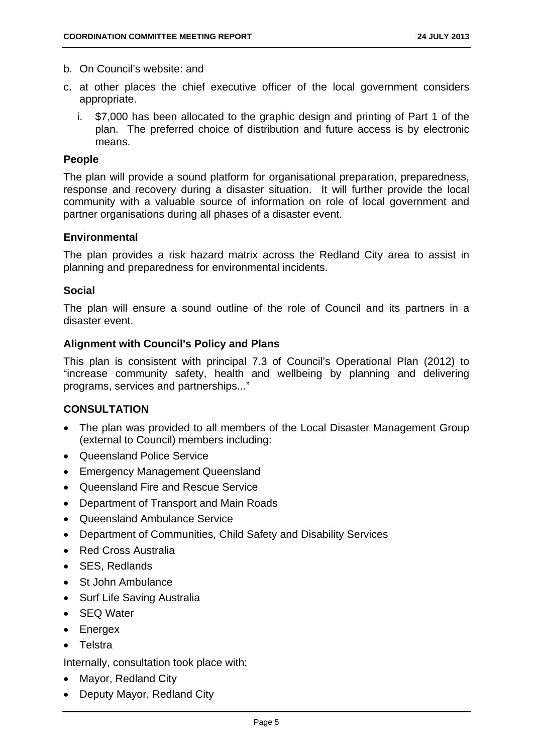b. On Council's website: and

c. at other places the chief executive officer of the local government considers appropriate.

   i. $7,000 has been allocated to the graphic design and printing of Part 1 of the plan. The preferred choice of distribution and future access is by electronic means.

### People

The plan will provide a sound platform for organisational preparation, preparedness, response and recovery during a disaster situation. It will further provide the local community with a valuable source of information on role of local government and partner organisations during all phases of a disaster event.

### Environmental

The plan provides a risk hazard matrix across the Redland City area to assist in planning and preparedness for environmental incidents.

### Social

The plan will ensure a sound outline of the role of Council and its partners in a disaster event.

### Alignment with Council's Policy and Plans

This plan is consistent with principal 7.3 of Council's Operational Plan (2012) to "increase community safety, health and wellbeing by planning and delivering programs, services and partnerships..."

## CONSULTATION

- The plan was provided to all members of the Local Disaster Management Group (external to Council) members including:
- Queensland Police Service
- Emergency Management Queensland
- Queensland Fire and Rescue Service
- Department of Transport and Main Roads
- Queensland Ambulance Service
- Department of Communities, Child Safety and Disability Services
- Red Cross Australia
- SES, Redlands
- St John Ambulance
- Surf Life Saving Australia
- SEQ Water
- Energex
- Telstra

Internally, consultation took place with:

- Mayor, Redland City
- Deputy Mayor, Redland City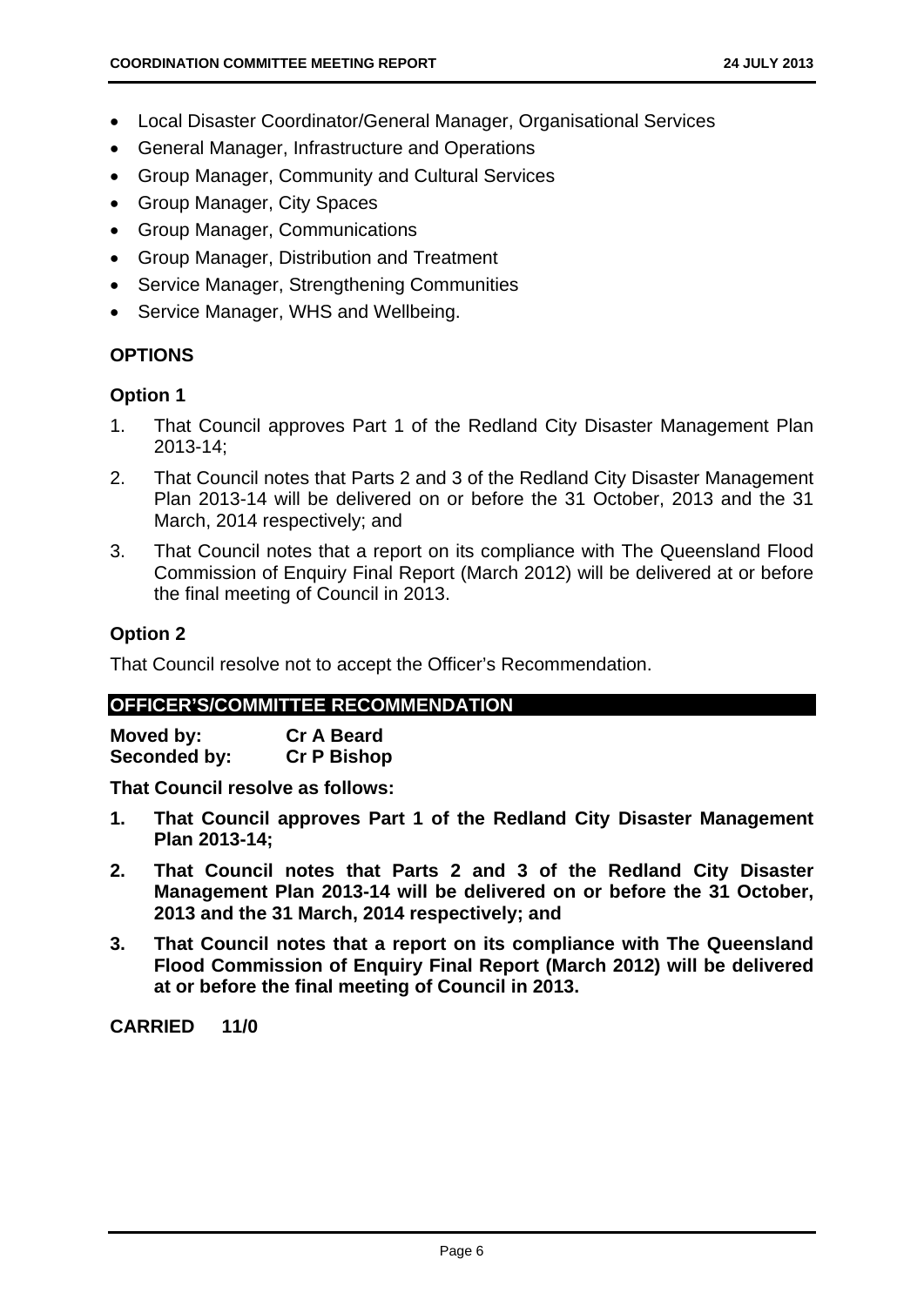- Local Disaster Coordinator/General Manager, Organisational Services
- General Manager, Infrastructure and Operations
- Group Manager, Community and Cultural Services
- Group Manager, City Spaces
- Group Manager, Communications
- Group Manager, Distribution and Treatment
- Service Manager, Strengthening Communities
- Service Manager, WHS and Wellbeing.

## OPTIONS

### Option 1

1. That Council approves Part 1 of the Redland City Disaster Management Plan 2013-14;
2. That Council notes that Parts 2 and 3 of the Redland City Disaster Management Plan 2013-14 will be delivered on or before the 31 October, 2013 and the 31 March, 2014 respectively; and
3. That Council notes that a report on its compliance with The Queensland Flood Commission of Enquiry Final Report (March 2012) will be delivered at or before the final meeting of Council in 2013.

### Option 2

That Council resolve not to accept the Officer's Recommendation.

## OFFICER'S/COMMITTEE RECOMMENDATION

**Moved by:** **Cr A Beard**
**Seconded by:** **Cr P Bishop**

**That Council resolve as follows:**

1. **That Council approves Part 1 of the Redland City Disaster Management Plan 2013-14;**
2. **That Council notes that Parts 2 and 3 of the Redland City Disaster Management Plan 2013-14 will be delivered on or before the 31 October, 2013 and the 31 March, 2014 respectively; and**
3. **That Council notes that a report on its compliance with The Queensland Flood Commission of Enquiry Final Report (March 2012) will be delivered at or before the final meeting of Council in 2013.**

**CARRIED 11/0**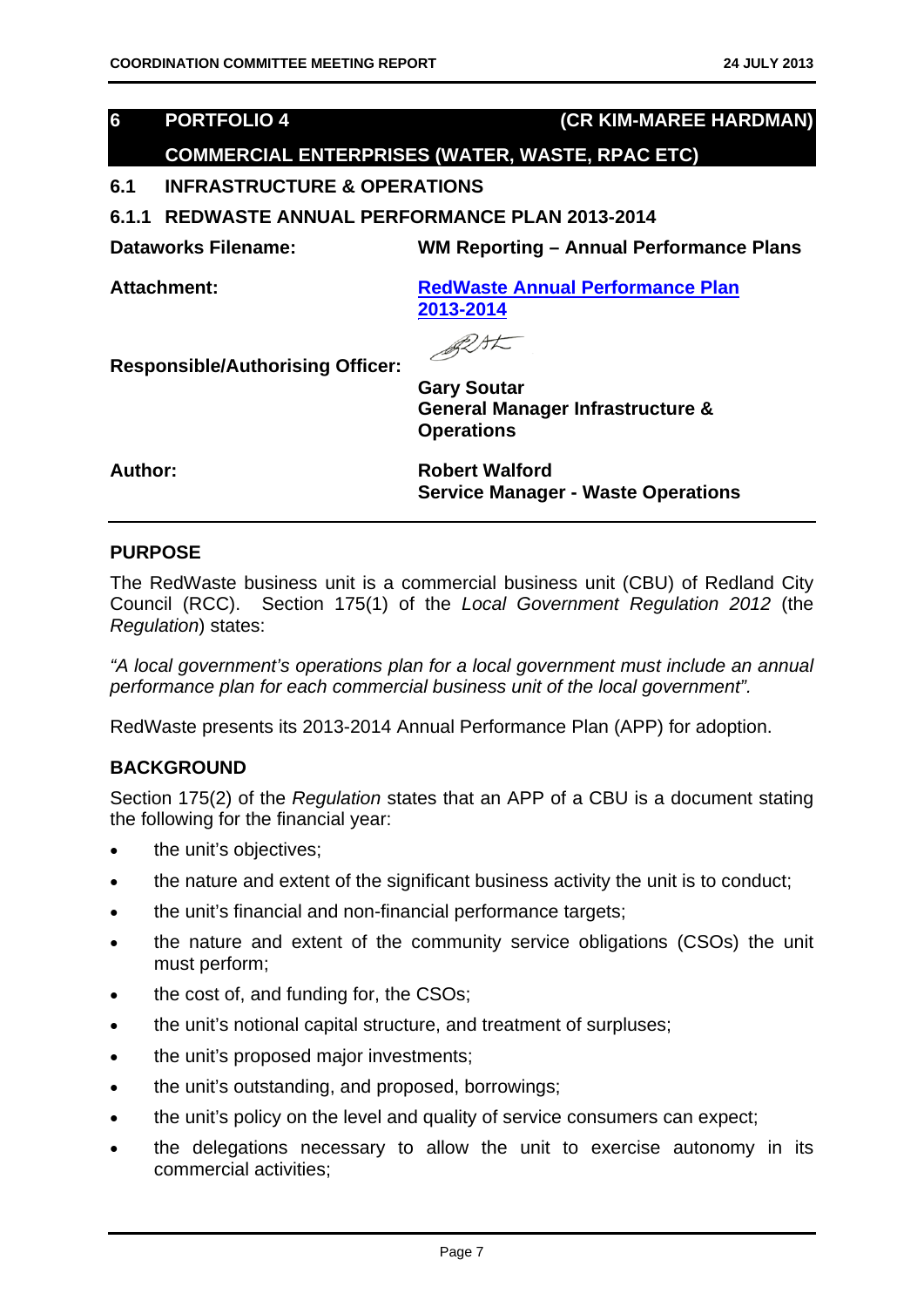## 6 PORTFOLIO 4 (CR KIM-MAREE HARDMAN)

## COMMERCIAL ENTERPRISES (WATER, WASTE, RPAC ETC)

### 6.1 INFRASTRUCTURE & OPERATIONS

#### 6.1.1 REDWASTE ANNUAL PERFORMANCE PLAN 2013-2014

**Dataworks Filename:** **WM Reporting – Annual Performance Plans**

**Attachment:** **RedWaste Annual Performance Plan 2013-2014**

**Responsible/Authorising Officer:** **Gary Soutar**
**General Manager Infrastructure & Operations**

**Author:** **Robert Walford**
**Service Manager - Waste Operations**

---

**PURPOSE**

The RedWaste business unit is a commercial business unit (CBU) of Redland City Council (RCC). Section 175(1) of the *Local Government Regulation 2012* (the *Regulation*) states:

*"A local government's operations plan for a local government must include an annual performance plan for each commercial business unit of the local government".*

RedWaste presents its 2013-2014 Annual Performance Plan (APP) for adoption.

**BACKGROUND**

Section 175(2) of the *Regulation* states that an APP of a CBU is a document stating the following for the financial year:

- the unit's objectives;
- the nature and extent of the significant business activity the unit is to conduct;
- the unit's financial and non-financial performance targets;
- the nature and extent of the community service obligations (CSOs) the unit must perform;
- the cost of, and funding for, the CSOs;
- the unit's notional capital structure, and treatment of surpluses;
- the unit's proposed major investments;
- the unit's outstanding, and proposed, borrowings;
- the unit's policy on the level and quality of service consumers can expect;
- the delegations necessary to allow the unit to exercise autonomy in its commercial activities;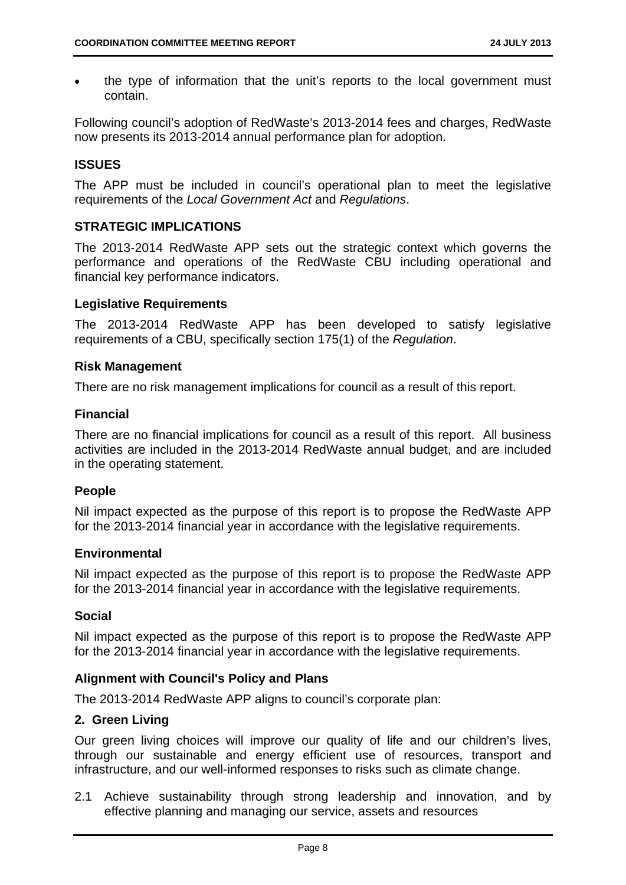- the type of information that the unit's reports to the local government must contain.

Following council's adoption of RedWaste's 2013-2014 fees and charges, RedWaste now presents its 2013-2014 annual performance plan for adoption.

## ISSUES

The APP must be included in council's operational plan to meet the legislative requirements of the *Local Government Act* and *Regulations*.

## STRATEGIC IMPLICATIONS

The 2013-2014 RedWaste APP sets out the strategic context which governs the performance and operations of the RedWaste CBU including operational and financial key performance indicators.

### Legislative Requirements

The 2013-2014 RedWaste APP has been developed to satisfy legislative requirements of a CBU, specifically section 175(1) of the *Regulation*.

### Risk Management

There are no risk management implications for council as a result of this report.

### Financial

There are no financial implications for council as a result of this report. All business activities are included in the 2013-2014 RedWaste annual budget, and are included in the operating statement.

### People

Nil impact expected as the purpose of this report is to propose the RedWaste APP for the 2013-2014 financial year in accordance with the legislative requirements.

### Environmental

Nil impact expected as the purpose of this report is to propose the RedWaste APP for the 2013-2014 financial year in accordance with the legislative requirements.

### Social

Nil impact expected as the purpose of this report is to propose the RedWaste APP for the 2013-2014 financial year in accordance with the legislative requirements.

### Alignment with Council's Policy and Plans

The 2013-2014 RedWaste APP aligns to council's corporate plan:

**2. Green Living**

Our green living choices will improve our quality of life and our children's lives, through our sustainable and energy efficient use of resources, transport and infrastructure, and our well-informed responses to risks such as climate change.

2.1 Achieve sustainability through strong leadership and innovation, and by effective planning and managing our service, assets and resources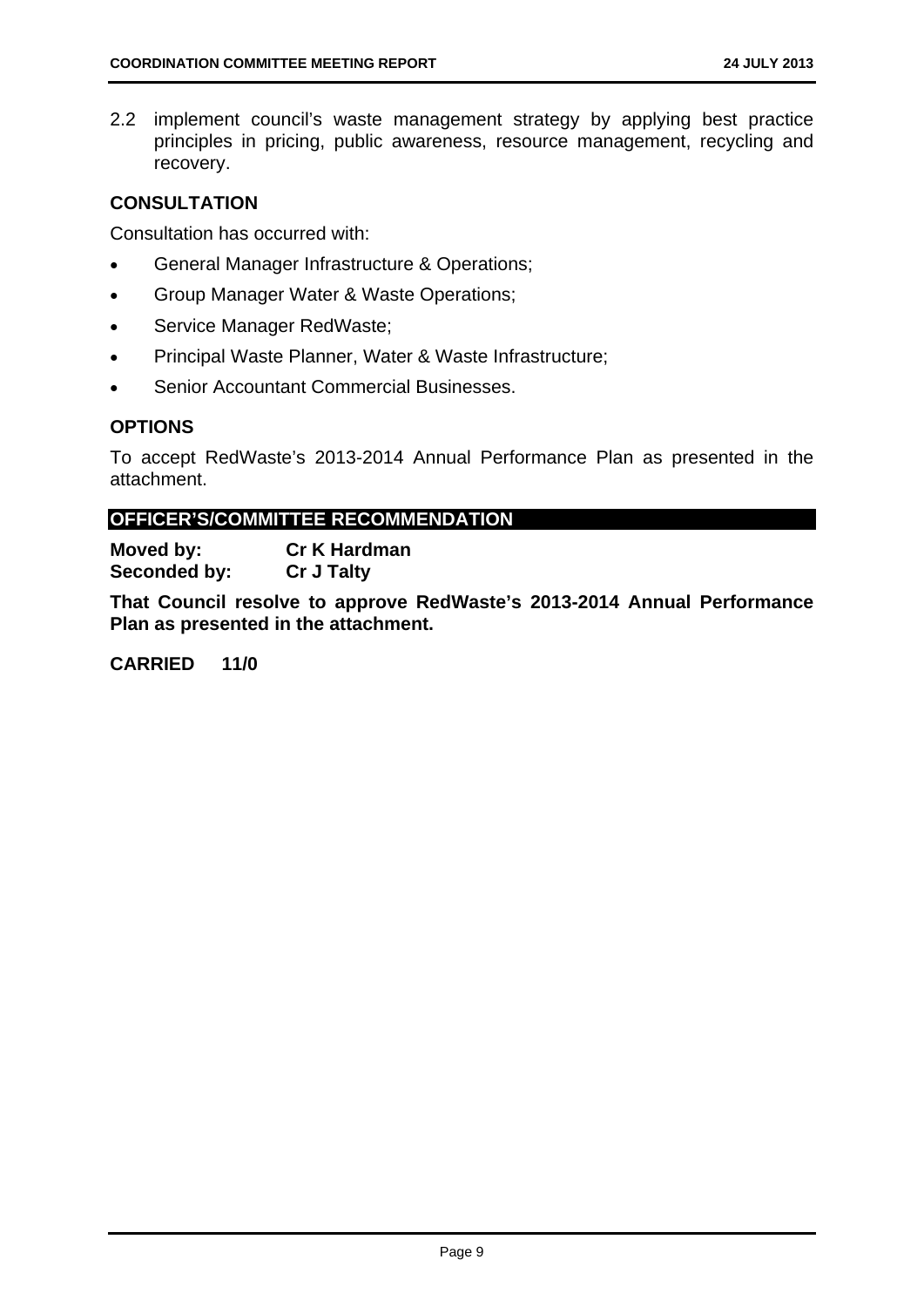2.2 implement council's waste management strategy by applying best practice principles in pricing, public awareness, resource management, recycling and recovery.

## CONSULTATION

Consultation has occurred with:

- General Manager Infrastructure & Operations;
- Group Manager Water & Waste Operations;
- Service Manager RedWaste;
- Principal Waste Planner, Water & Waste Infrastructure;
- Senior Accountant Commercial Businesses.

## OPTIONS

To accept RedWaste's 2013-2014 Annual Performance Plan as presented in the attachment.

## OFFICER'S/COMMITTEE RECOMMENDATION

**Moved by:** **Cr K Hardman**
**Seconded by:** **Cr J Talty**

**That Council resolve to approve RedWaste's 2013-2014 Annual Performance Plan as presented in the attachment.**

**CARRIED 11/0**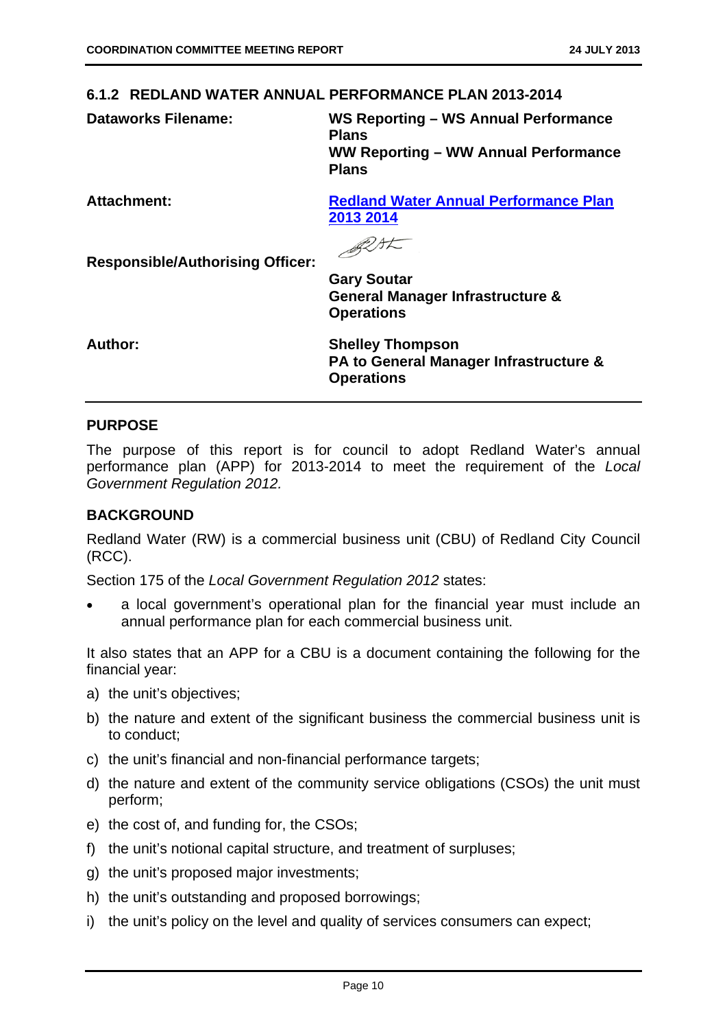### 6.1.2 REDLAND WATER ANNUAL PERFORMANCE PLAN 2013-2014

| | |
|---|---|
| **Dataworks Filename:** | **WS Reporting – WS Annual Performance Plans**<br>**WW Reporting – WW Annual Performance Plans** |
| **Attachment:** | **Redland Water Annual Performance Plan 2013 2014** |
| **Responsible/Authorising Officer:** | **Gary Soutar**<br>**General Manager Infrastructure & Operations** |
| **Author:** | **Shelley Thompson**<br>**PA to General Manager Infrastructure & Operations** |

#### PURPOSE

The purpose of this report is for council to adopt Redland Water's annual performance plan (APP) for 2013-2014 to meet the requirement of the *Local Government Regulation 2012.*

#### BACKGROUND

Redland Water (RW) is a commercial business unit (CBU) of Redland City Council (RCC).

Section 175 of the *Local Government Regulation 2012* states:

- a local government's operational plan for the financial year must include an annual performance plan for each commercial business unit.

It also states that an APP for a CBU is a document containing the following for the financial year:

a) the unit's objectives;

b) the nature and extent of the significant business the commercial business unit is to conduct;

c) the unit's financial and non-financial performance targets;

d) the nature and extent of the community service obligations (CSOs) the unit must perform;

e) the cost of, and funding for, the CSOs;

f) the unit's notional capital structure, and treatment of surpluses;

g) the unit's proposed major investments;

h) the unit's outstanding and proposed borrowings;

i) the unit's policy on the level and quality of services consumers can expect;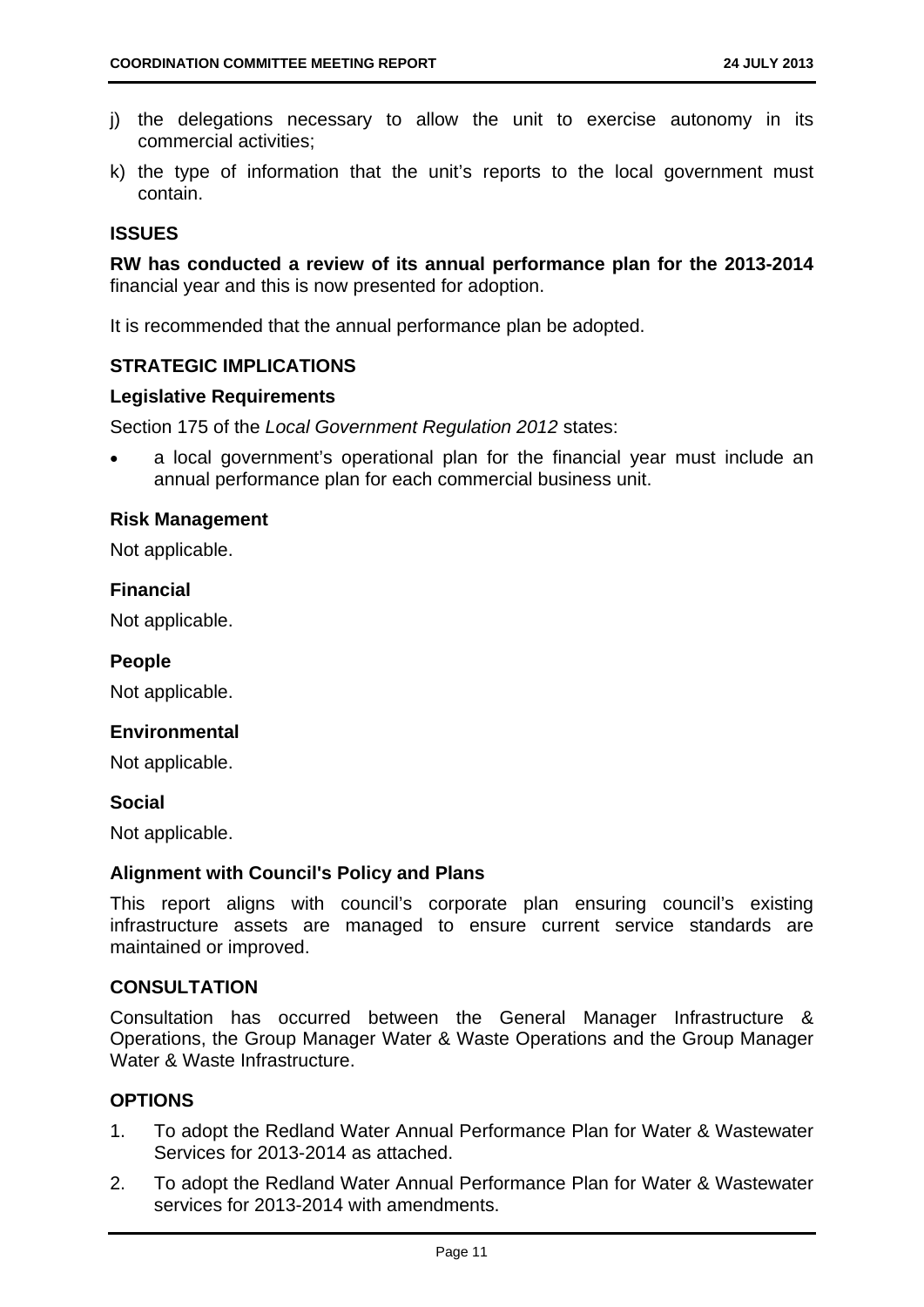j) the delegations necessary to allow the unit to exercise autonomy in its commercial activities;

k) the type of information that the unit's reports to the local government must contain.

## ISSUES

**RW has conducted a review of its annual performance plan for the 2013-2014** financial year and this is now presented for adoption.

It is recommended that the annual performance plan be adopted.

## STRATEGIC IMPLICATIONS

### Legislative Requirements

Section 175 of the *Local Government Regulation 2012* states:

- a local government's operational plan for the financial year must include an annual performance plan for each commercial business unit.

### Risk Management

Not applicable.

### Financial

Not applicable.

### People

Not applicable.

### Environmental

Not applicable.

### Social

Not applicable.

### Alignment with Council's Policy and Plans

This report aligns with council's corporate plan ensuring council's existing infrastructure assets are managed to ensure current service standards are maintained or improved.

## CONSULTATION

Consultation has occurred between the General Manager Infrastructure & Operations, the Group Manager Water & Waste Operations and the Group Manager Water & Waste Infrastructure.

## OPTIONS

1. To adopt the Redland Water Annual Performance Plan for Water & Wastewater Services for 2013-2014 as attached.
2. To adopt the Redland Water Annual Performance Plan for Water & Wastewater services for 2013-2014 with amendments.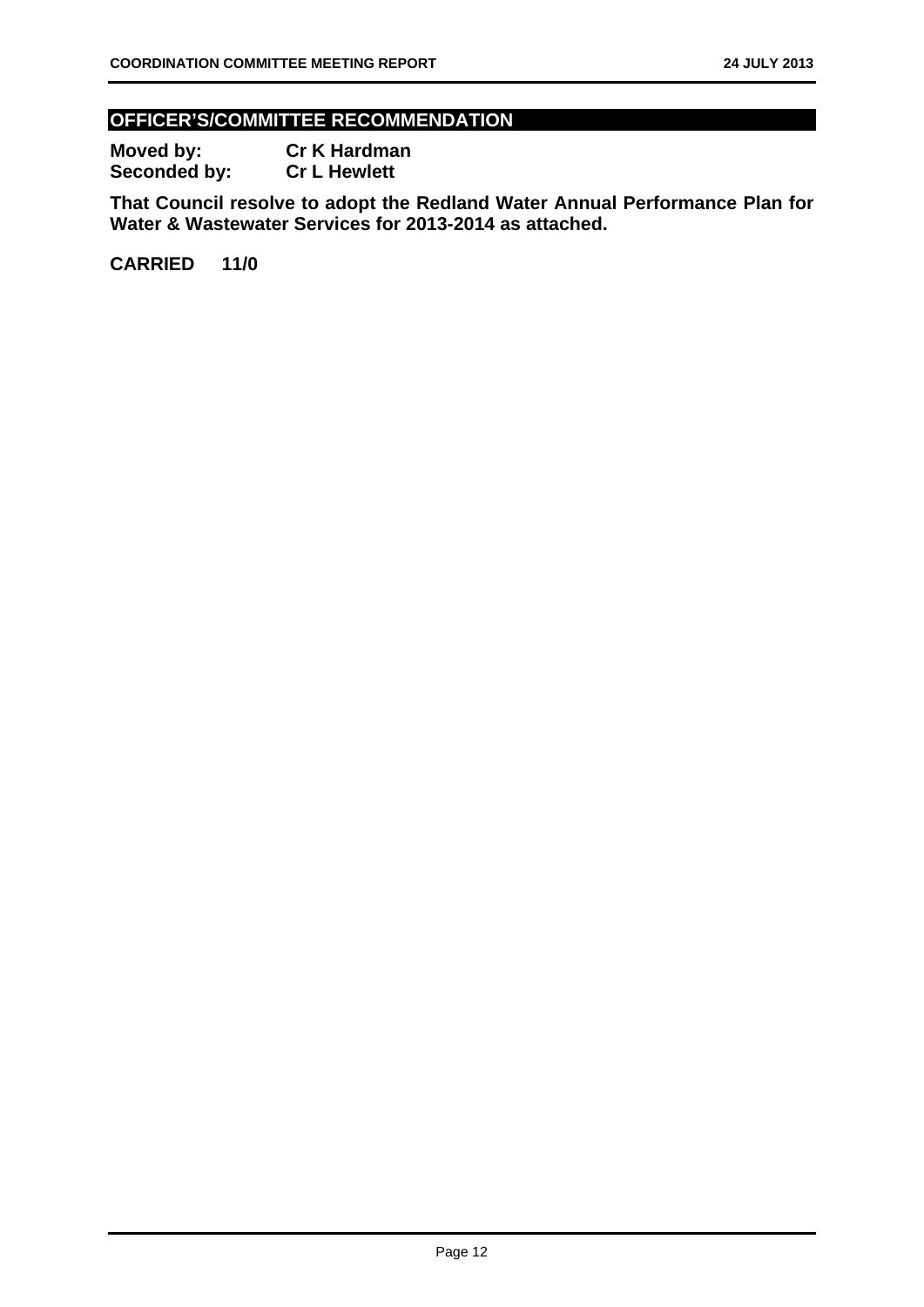## OFFICER'S/COMMITTEE RECOMMENDATION

**Moved by:** **Cr K Hardman**
**Seconded by:** **Cr L Hewlett**

**That Council resolve to adopt the Redland Water Annual Performance Plan for Water & Wastewater Services for 2013-2014 as attached.**

**CARRIED 11/0**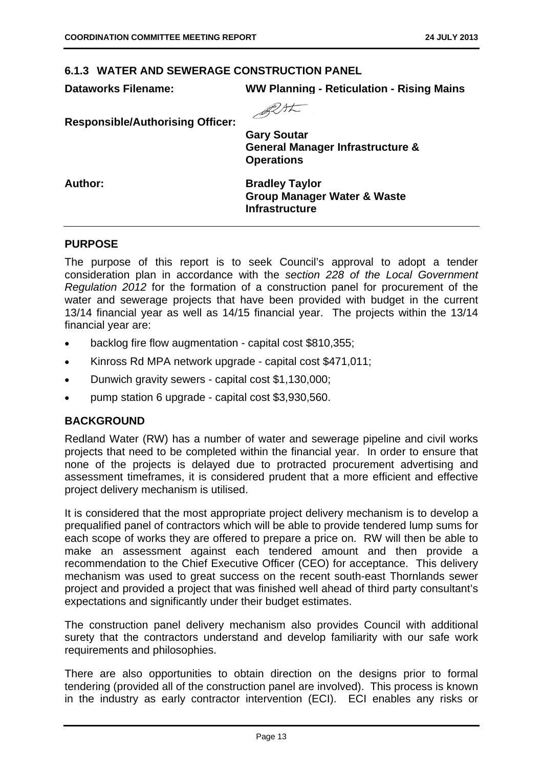### 6.1.3 WATER AND SEWERAGE CONSTRUCTION PANEL

**Dataworks Filename:** **WW Planning - Reticulation - Rising Mains**

**Responsible/Authorising Officer:** **Gary Soutar**
**General Manager Infrastructure & Operations**

**Author:** **Bradley Taylor**
**Group Manager Water & Waste Infrastructure**

## PURPOSE

The purpose of this report is to seek Council's approval to adopt a tender consideration plan in accordance with the *section 228 of the Local Government Regulation 2012* for the formation of a construction panel for procurement of the water and sewerage projects that have been provided with budget in the current 13/14 financial year as well as 14/15 financial year. The projects within the 13/14 financial year are:

- backlog fire flow augmentation - capital cost $810,355;
- Kinross Rd MPA network upgrade - capital cost $471,011;
- Dunwich gravity sewers - capital cost $1,130,000;
- pump station 6 upgrade - capital cost $3,930,560.

## BACKGROUND

Redland Water (RW) has a number of water and sewerage pipeline and civil works projects that need to be completed within the financial year. In order to ensure that none of the projects is delayed due to protracted procurement advertising and assessment timeframes, it is considered prudent that a more efficient and effective project delivery mechanism is utilised.

It is considered that the most appropriate project delivery mechanism is to develop a prequalified panel of contractors which will be able to provide tendered lump sums for each scope of works they are offered to prepare a price on. RW will then be able to make an assessment against each tendered amount and then provide a recommendation to the Chief Executive Officer (CEO) for acceptance. This delivery mechanism was used to great success on the recent south-east Thornlands sewer project and provided a project that was finished well ahead of third party consultant's expectations and significantly under their budget estimates.

The construction panel delivery mechanism also provides Council with additional surety that the contractors understand and develop familiarity with our safe work requirements and philosophies.

There are also opportunities to obtain direction on the designs prior to formal tendering (provided all of the construction panel are involved). This process is known in the industry as early contractor intervention (ECI). ECI enables any risks or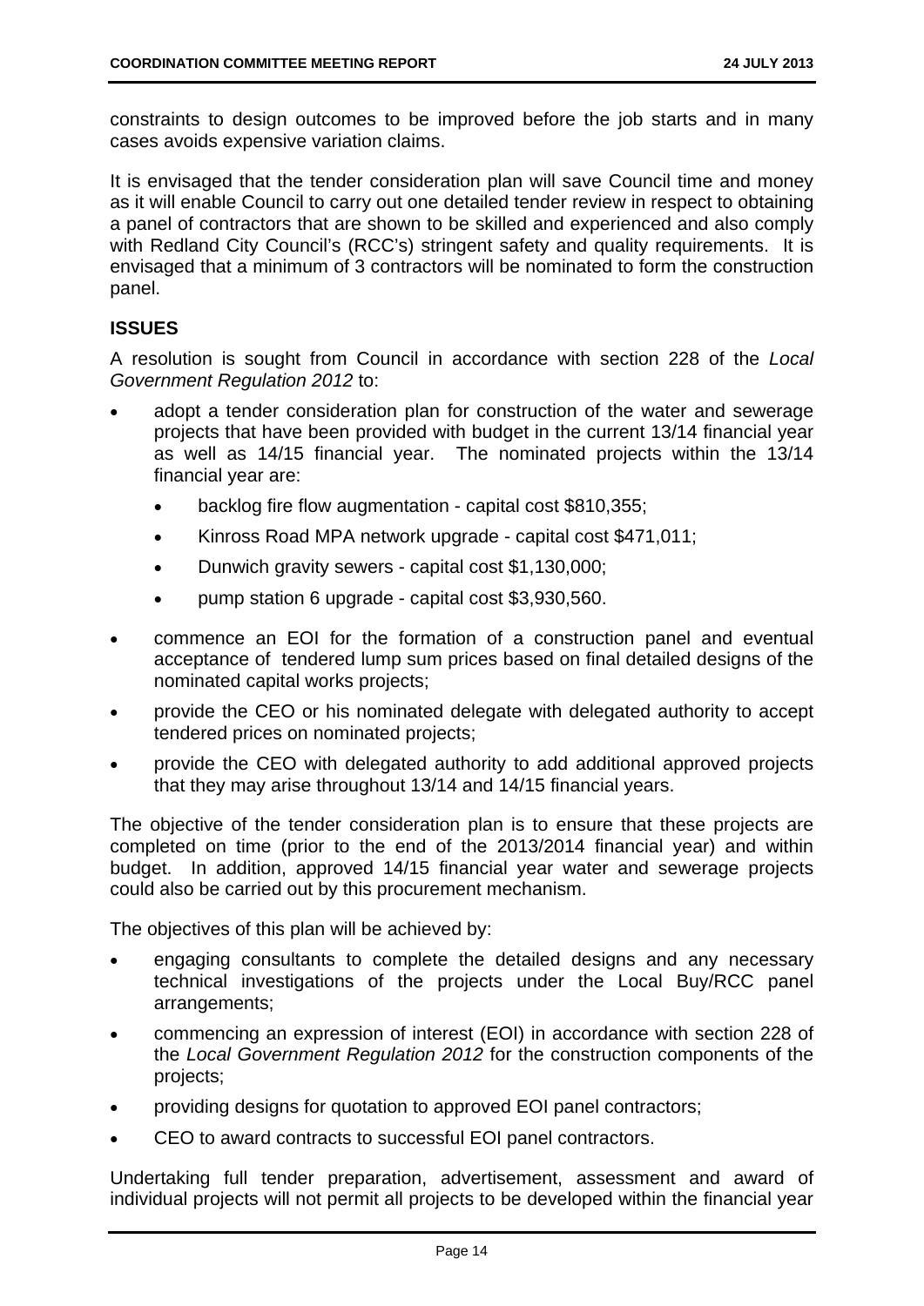constraints to design outcomes to be improved before the job starts and in many cases avoids expensive variation claims.

It is envisaged that the tender consideration plan will save Council time and money as it will enable Council to carry out one detailed tender review in respect to obtaining a panel of contractors that are shown to be skilled and experienced and also comply with Redland City Council's (RCC's) stringent safety and quality requirements. It is envisaged that a minimum of 3 contractors will be nominated to form the construction panel.

## ISSUES

A resolution is sought from Council in accordance with section 228 of the *Local Government Regulation 2012* to:

- adopt a tender consideration plan for construction of the water and sewerage projects that have been provided with budget in the current 13/14 financial year as well as 14/15 financial year. The nominated projects within the 13/14 financial year are:
    - backlog fire flow augmentation - capital cost $810,355;
    - Kinross Road MPA network upgrade - capital cost $471,011;
    - Dunwich gravity sewers - capital cost $1,130,000;
    - pump station 6 upgrade - capital cost $3,930,560.
- commence an EOI for the formation of a construction panel and eventual acceptance of tendered lump sum prices based on final detailed designs of the nominated capital works projects;
- provide the CEO or his nominated delegate with delegated authority to accept tendered prices on nominated projects;
- provide the CEO with delegated authority to add additional approved projects that they may arise throughout 13/14 and 14/15 financial years.

The objective of the tender consideration plan is to ensure that these projects are completed on time (prior to the end of the 2013/2014 financial year) and within budget. In addition, approved 14/15 financial year water and sewerage projects could also be carried out by this procurement mechanism.

The objectives of this plan will be achieved by:

- engaging consultants to complete the detailed designs and any necessary technical investigations of the projects under the Local Buy/RCC panel arrangements;
- commencing an expression of interest (EOI) in accordance with section 228 of the *Local Government Regulation 2012* for the construction components of the projects;
- providing designs for quotation to approved EOI panel contractors;
- CEO to award contracts to successful EOI panel contractors.

Undertaking full tender preparation, advertisement, assessment and award of individual projects will not permit all projects to be developed within the financial year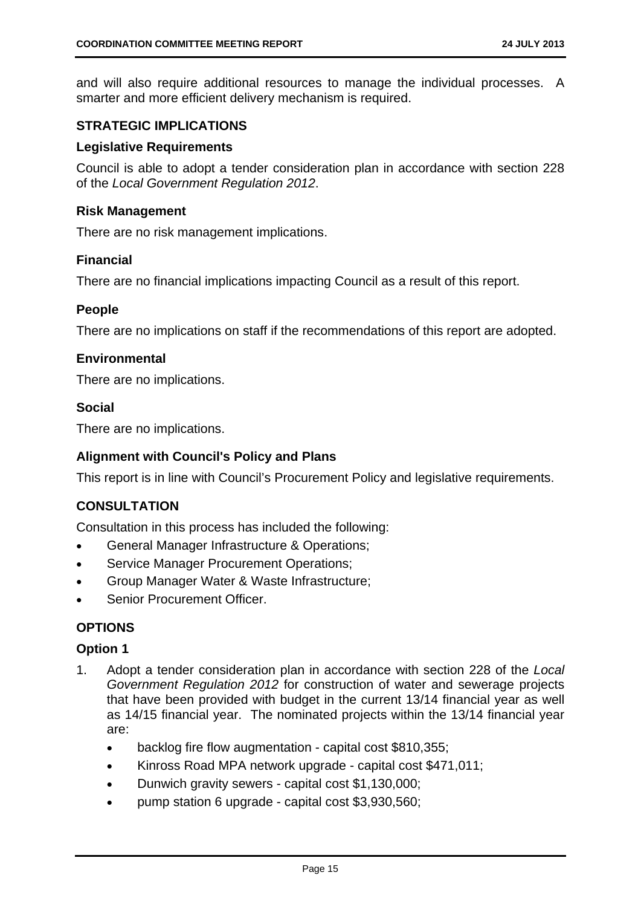and will also require additional resources to manage the individual processes. A smarter and more efficient delivery mechanism is required.

## STRATEGIC IMPLICATIONS

### Legislative Requirements

Council is able to adopt a tender consideration plan in accordance with section 228 of the *Local Government Regulation 2012*.

### Risk Management

There are no risk management implications.

### Financial

There are no financial implications impacting Council as a result of this report.

### People

There are no implications on staff if the recommendations of this report are adopted.

### Environmental

There are no implications.

### Social

There are no implications.

### Alignment with Council's Policy and Plans

This report is in line with Council's Procurement Policy and legislative requirements.

## CONSULTATION

Consultation in this process has included the following:

- General Manager Infrastructure & Operations;
- Service Manager Procurement Operations;
- Group Manager Water & Waste Infrastructure;
- Senior Procurement Officer.

## OPTIONS

### Option 1

1. Adopt a tender consideration plan in accordance with section 228 of the *Local Government Regulation 2012* for construction of water and sewerage projects that have been provided with budget in the current 13/14 financial year as well as 14/15 financial year. The nominated projects within the 13/14 financial year are:
   - backlog fire flow augmentation - capital cost $810,355;
   - Kinross Road MPA network upgrade - capital cost $471,011;
   - Dunwich gravity sewers - capital cost $1,130,000;
   - pump station 6 upgrade - capital cost $3,930,560;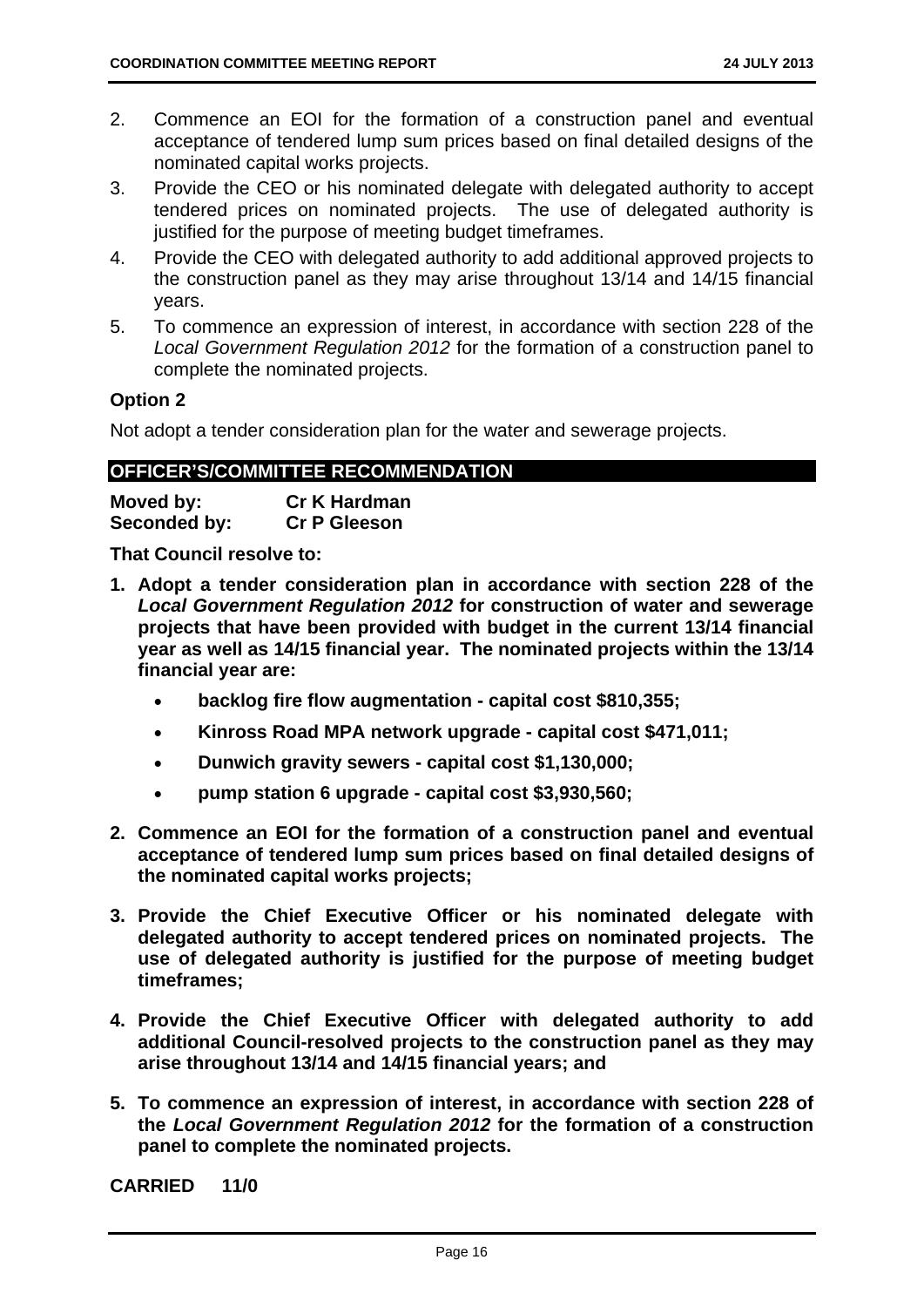2. Commence an EOI for the formation of a construction panel and eventual acceptance of tendered lump sum prices based on final detailed designs of the nominated capital works projects.
3. Provide the CEO or his nominated delegate with delegated authority to accept tendered prices on nominated projects. The use of delegated authority is justified for the purpose of meeting budget timeframes.
4. Provide the CEO with delegated authority to add additional approved projects to the construction panel as they may arise throughout 13/14 and 14/15 financial years.
5. To commence an expression of interest, in accordance with section 228 of the *Local Government Regulation 2012* for the formation of a construction panel to complete the nominated projects.

**Option 2**

Not adopt a tender consideration plan for the water and sewerage projects.

**OFFICER'S/COMMITTEE RECOMMENDATION**

**Moved by:** **Cr K Hardman**
**Seconded by:** **Cr P Gleeson**

**That Council resolve to:**

1. **Adopt a tender consideration plan in accordance with section 228 of the *Local Government Regulation 2012* for construction of water and sewerage projects that have been provided with budget in the current 13/14 financial year as well as 14/15 financial year. The nominated projects within the 13/14 financial year are:**
   - **backlog fire flow augmentation - capital cost $810,355;**
   - **Kinross Road MPA network upgrade - capital cost $471,011;**
   - **Dunwich gravity sewers - capital cost $1,130,000;**
   - **pump station 6 upgrade - capital cost $3,930,560;**
2. **Commence an EOI for the formation of a construction panel and eventual acceptance of tendered lump sum prices based on final detailed designs of the nominated capital works projects;**
3. **Provide the Chief Executive Officer or his nominated delegate with delegated authority to accept tendered prices on nominated projects. The use of delegated authority is justified for the purpose of meeting budget timeframes;**
4. **Provide the Chief Executive Officer with delegated authority to add additional Council-resolved projects to the construction panel as they may arise throughout 13/14 and 14/15 financial years; and**
5. **To commence an expression of interest, in accordance with section 228 of the *Local Government Regulation 2012* for the formation of a construction panel to complete the nominated projects.**

**CARRIED 11/0**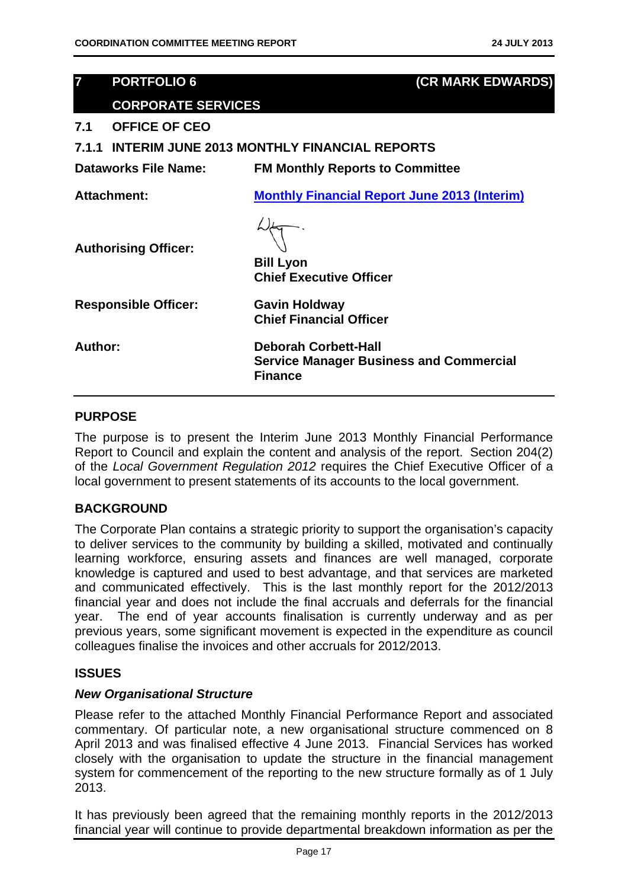## 7 PORTFOLIO 6 (CR MARK EDWARDS)

## CORPORATE SERVICES

### 7.1 OFFICE OF CEO

#### 7.1.1 INTERIM JUNE 2013 MONTHLY FINANCIAL REPORTS

| | |
|---|---|
| **Dataworks File Name:** | **FM Monthly Reports to Committee** |
| **Attachment:** | **Monthly Financial Report June 2013 (Interim)** |
| **Authorising Officer:** | **Bill Lyon**<br>**Chief Executive Officer** |
| **Responsible Officer:** | **Gavin Holdway**<br>**Chief Financial Officer** |
| **Author:** | **Deborah Corbett-Hall**<br>**Service Manager Business and Commercial Finance** |

**PURPOSE**

The purpose is to present the Interim June 2013 Monthly Financial Performance Report to Council and explain the content and analysis of the report. Section 204(2) of the *Local Government Regulation 2012* requires the Chief Executive Officer of a local government to present statements of its accounts to the local government.

**BACKGROUND**

The Corporate Plan contains a strategic priority to support the organisation's capacity to deliver services to the community by building a skilled, motivated and continually learning workforce, ensuring assets and finances are well managed, corporate knowledge is captured and used to best advantage, and that services are marketed and communicated effectively. This is the last monthly report for the 2012/2013 financial year and does not include the final accruals and deferrals for the financial year. The end of year accounts finalisation is currently underway and as per previous years, some significant movement is expected in the expenditure as council colleagues finalise the invoices and other accruals for 2012/2013.

**ISSUES**

***New Organisational Structure***

Please refer to the attached Monthly Financial Performance Report and associated commentary. Of particular note, a new organisational structure commenced on 8 April 2013 and was finalised effective 4 June 2013. Financial Services has worked closely with the organisation to update the structure in the financial management system for commencement of the reporting to the new structure formally as of 1 July 2013.

It has previously been agreed that the remaining monthly reports in the 2012/2013 financial year will continue to provide departmental breakdown information as per the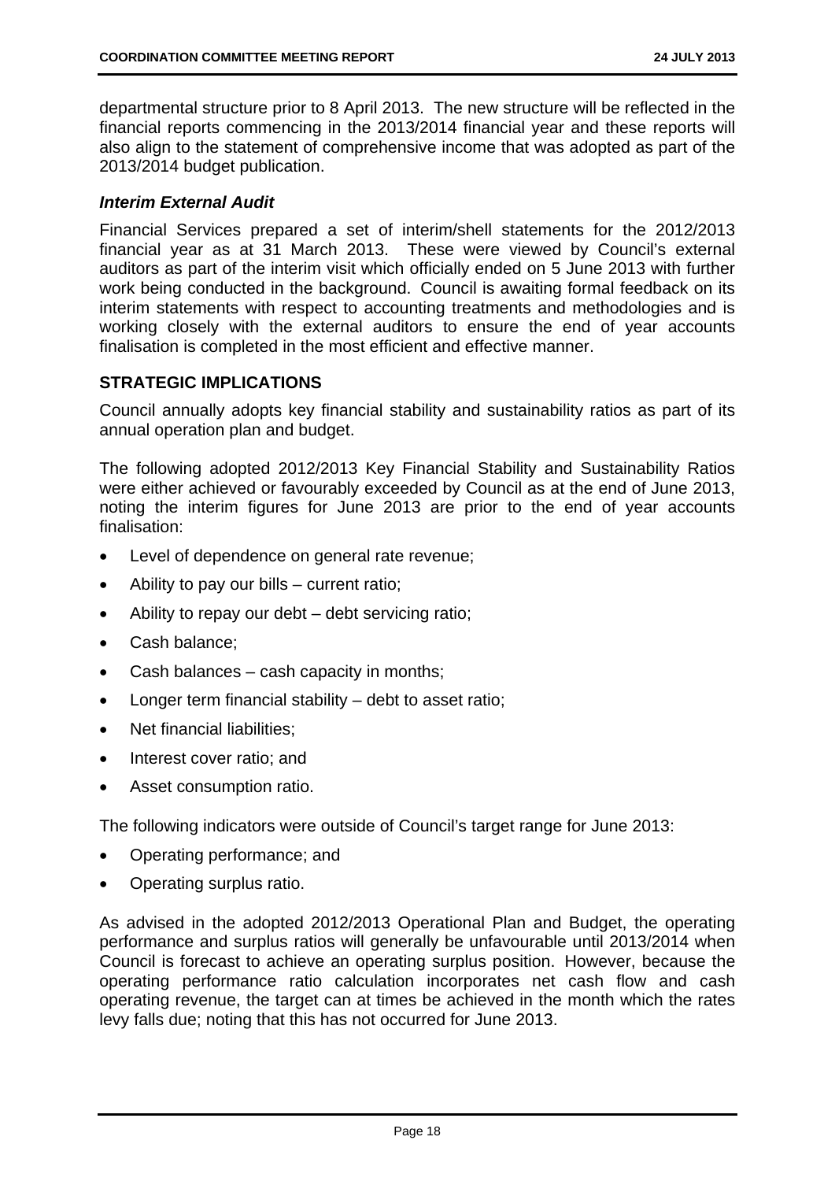departmental structure prior to 8 April 2013. The new structure will be reflected in the financial reports commencing in the 2013/2014 financial year and these reports will also align to the statement of comprehensive income that was adopted as part of the 2013/2014 budget publication.

### *Interim External Audit*

Financial Services prepared a set of interim/shell statements for the 2012/2013 financial year as at 31 March 2013. These were viewed by Council's external auditors as part of the interim visit which officially ended on 5 June 2013 with further work being conducted in the background. Council is awaiting formal feedback on its interim statements with respect to accounting treatments and methodologies and is working closely with the external auditors to ensure the end of year accounts finalisation is completed in the most efficient and effective manner.

## STRATEGIC IMPLICATIONS

Council annually adopts key financial stability and sustainability ratios as part of its annual operation plan and budget.

The following adopted 2012/2013 Key Financial Stability and Sustainability Ratios were either achieved or favourably exceeded by Council as at the end of June 2013, noting the interim figures for June 2013 are prior to the end of year accounts finalisation:

- Level of dependence on general rate revenue;
- Ability to pay our bills – current ratio;
- Ability to repay our debt – debt servicing ratio;
- Cash balance;
- Cash balances – cash capacity in months;
- Longer term financial stability – debt to asset ratio;
- Net financial liabilities;
- Interest cover ratio; and
- Asset consumption ratio.

The following indicators were outside of Council's target range for June 2013:

- Operating performance; and
- Operating surplus ratio.

As advised in the adopted 2012/2013 Operational Plan and Budget, the operating performance and surplus ratios will generally be unfavourable until 2013/2014 when Council is forecast to achieve an operating surplus position. However, because the operating performance ratio calculation incorporates net cash flow and cash operating revenue, the target can at times be achieved in the month which the rates levy falls due; noting that this has not occurred for June 2013.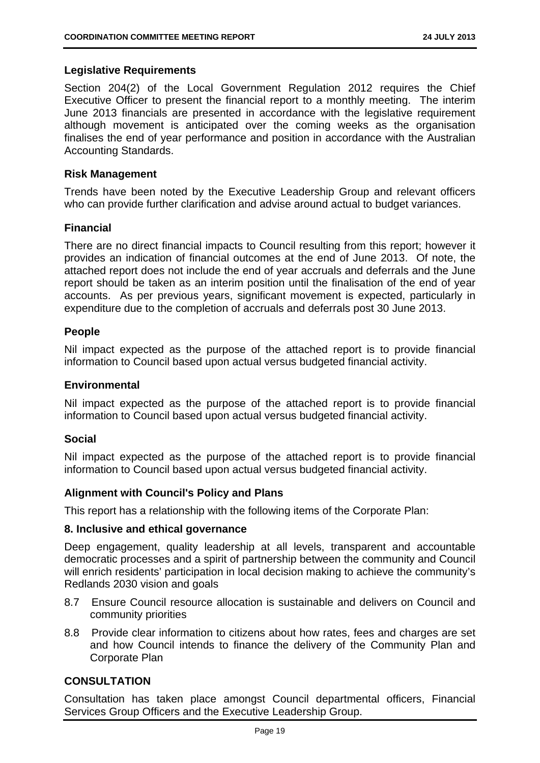### Legislative Requirements

Section 204(2) of the Local Government Regulation 2012 requires the Chief Executive Officer to present the financial report to a monthly meeting. The interim June 2013 financials are presented in accordance with the legislative requirement although movement is anticipated over the coming weeks as the organisation finalises the end of year performance and position in accordance with the Australian Accounting Standards.

### Risk Management

Trends have been noted by the Executive Leadership Group and relevant officers who can provide further clarification and advise around actual to budget variances.

### Financial

There are no direct financial impacts to Council resulting from this report; however it provides an indication of financial outcomes at the end of June 2013. Of note, the attached report does not include the end of year accruals and deferrals and the June report should be taken as an interim position until the finalisation of the end of year accounts. As per previous years, significant movement is expected, particularly in expenditure due to the completion of accruals and deferrals post 30 June 2013.

### People

Nil impact expected as the purpose of the attached report is to provide financial information to Council based upon actual versus budgeted financial activity.

### Environmental

Nil impact expected as the purpose of the attached report is to provide financial information to Council based upon actual versus budgeted financial activity.

### Social

Nil impact expected as the purpose of the attached report is to provide financial information to Council based upon actual versus budgeted financial activity.

### Alignment with Council's Policy and Plans

This report has a relationship with the following items of the Corporate Plan:

### 8. Inclusive and ethical governance

Deep engagement, quality leadership at all levels, transparent and accountable democratic processes and a spirit of partnership between the community and Council will enrich residents' participation in local decision making to achieve the community's Redlands 2030 vision and goals

8.7 Ensure Council resource allocation is sustainable and delivers on Council and community priorities

8.8 Provide clear information to citizens about how rates, fees and charges are set and how Council intends to finance the delivery of the Community Plan and Corporate Plan

## CONSULTATION

Consultation has taken place amongst Council departmental officers, Financial Services Group Officers and the Executive Leadership Group.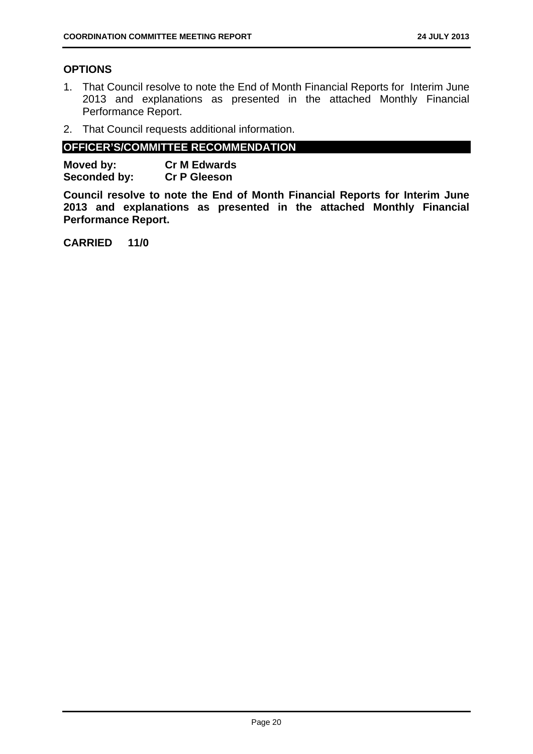## OPTIONS

1. That Council resolve to note the End of Month Financial Reports for Interim June 2013 and explanations as presented in the attached Monthly Financial Performance Report.
2. That Council requests additional information.

## OFFICER'S/COMMITTEE RECOMMENDATION

**Moved by:** **Cr M Edwards**
**Seconded by:** **Cr P Gleeson**

**Council resolve to note the End of Month Financial Reports for Interim June 2013 and explanations as presented in the attached Monthly Financial Performance Report.**

**CARRIED 11/0**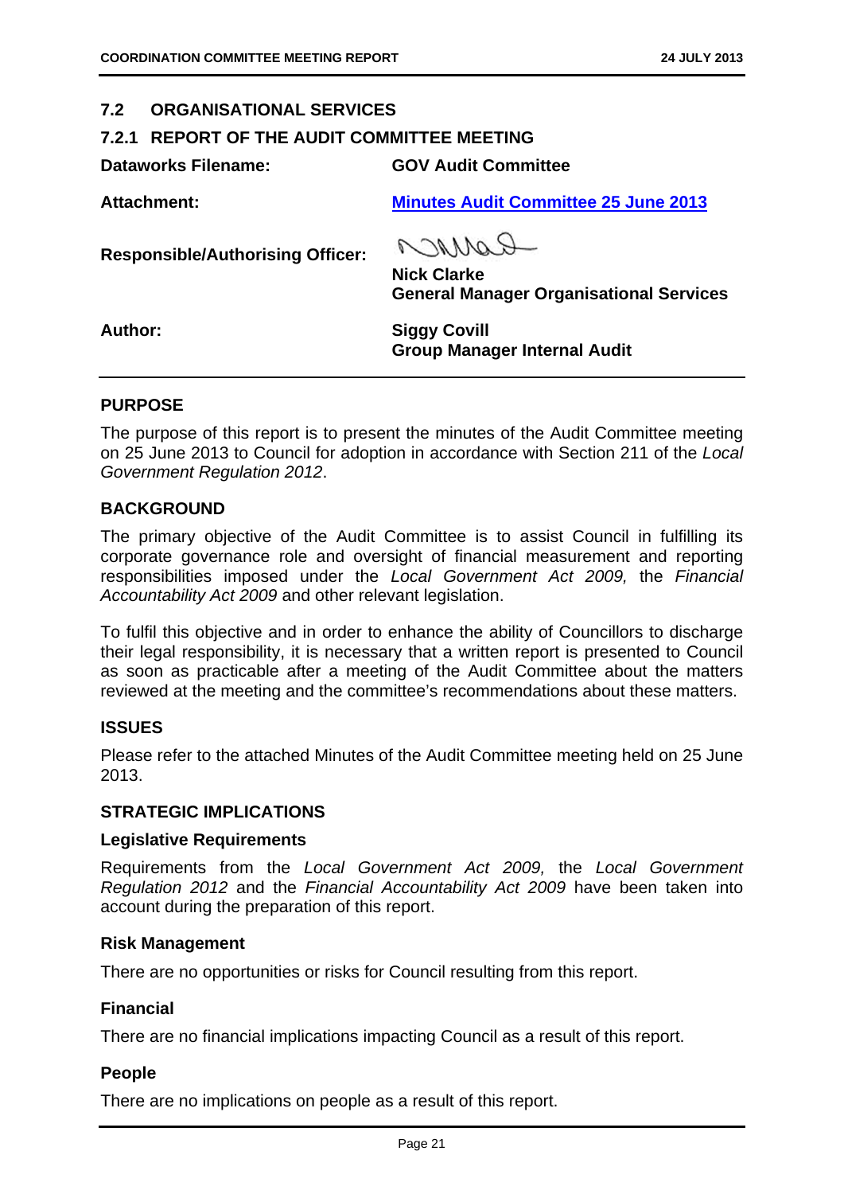## 7.2 ORGANISATIONAL SERVICES

### 7.2.1 REPORT OF THE AUDIT COMMITTEE MEETING

| | |
|---|---|
| **Dataworks Filename:** | **GOV Audit Committee** |
| **Attachment:** | **Minutes Audit Committee 25 June 2013** |
| **Responsible/Authorising Officer:** | **Nick Clarke**<br>**General Manager Organisational Services** |
| **Author:** | **Siggy Covill**<br>**Group Manager Internal Audit** |

### PURPOSE

The purpose of this report is to present the minutes of the Audit Committee meeting on 25 June 2013 to Council for adoption in accordance with Section 211 of the *Local Government Regulation 2012*.

### BACKGROUND

The primary objective of the Audit Committee is to assist Council in fulfilling its corporate governance role and oversight of financial measurement and reporting responsibilities imposed under the *Local Government Act 2009,* the *Financial Accountability Act 2009* and other relevant legislation.

To fulfil this objective and in order to enhance the ability of Councillors to discharge their legal responsibility, it is necessary that a written report is presented to Council as soon as practicable after a meeting of the Audit Committee about the matters reviewed at the meeting and the committee's recommendations about these matters.

### ISSUES

Please refer to the attached Minutes of the Audit Committee meeting held on 25 June 2013.

### STRATEGIC IMPLICATIONS

#### Legislative Requirements

Requirements from the *Local Government Act 2009,* the *Local Government Regulation 2012* and the *Financial Accountability Act 2009* have been taken into account during the preparation of this report.

#### Risk Management

There are no opportunities or risks for Council resulting from this report.

#### Financial

There are no financial implications impacting Council as a result of this report.

#### People

There are no implications on people as a result of this report.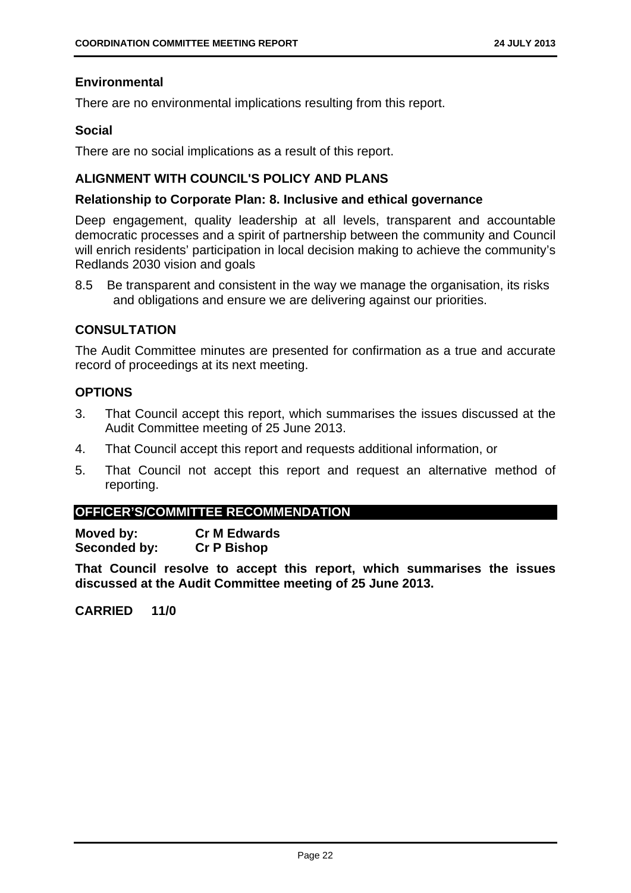### Environmental

There are no environmental implications resulting from this report.

### Social

There are no social implications as a result of this report.

## ALIGNMENT WITH COUNCIL'S POLICY AND PLANS

### Relationship to Corporate Plan: 8. Inclusive and ethical governance

Deep engagement, quality leadership at all levels, transparent and accountable democratic processes and a spirit of partnership between the community and Council will enrich residents' participation in local decision making to achieve the community's Redlands 2030 vision and goals

8.5 Be transparent and consistent in the way we manage the organisation, its risks and obligations and ensure we are delivering against our priorities.

## CONSULTATION

The Audit Committee minutes are presented for confirmation as a true and accurate record of proceedings at its next meeting.

## OPTIONS

3. That Council accept this report, which summarises the issues discussed at the Audit Committee meeting of 25 June 2013.
4. That Council accept this report and requests additional information, or
5. That Council not accept this report and request an alternative method of reporting.

## OFFICER'S/COMMITTEE RECOMMENDATION

**Moved by:** **Cr M Edwards**
**Seconded by:** **Cr P Bishop**

**That Council resolve to accept this report, which summarises the issues discussed at the Audit Committee meeting of 25 June 2013.**

**CARRIED 11/0**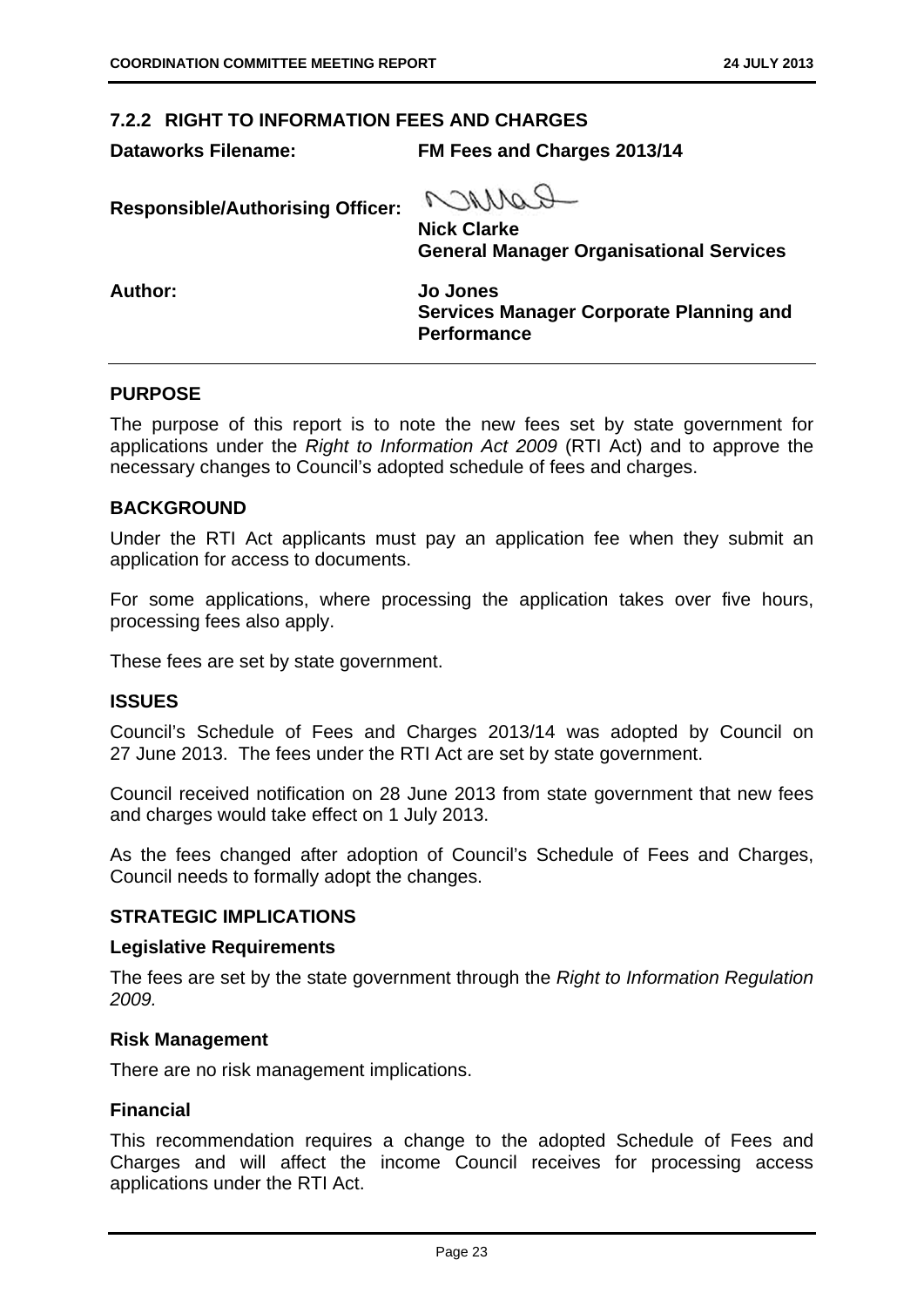## 7.2.2 RIGHT TO INFORMATION FEES AND CHARGES

| | |
|---|---|
| **Dataworks Filename:** | **FM Fees and Charges 2013/14** |
| **Responsible/Authorising Officer:** | **Nick Clarke**<br>**General Manager Organisational Services** |
| **Author:** | **Jo Jones**<br>**Services Manager Corporate Planning and Performance** |

### PURPOSE

The purpose of this report is to note the new fees set by state government for applications under the *Right to Information Act 2009* (RTI Act) and to approve the necessary changes to Council's adopted schedule of fees and charges.

### BACKGROUND

Under the RTI Act applicants must pay an application fee when they submit an application for access to documents.

For some applications, where processing the application takes over five hours, processing fees also apply.

These fees are set by state government.

### ISSUES

Council's Schedule of Fees and Charges 2013/14 was adopted by Council on 27 June 2013. The fees under the RTI Act are set by state government.

Council received notification on 28 June 2013 from state government that new fees and charges would take effect on 1 July 2013.

As the fees changed after adoption of Council's Schedule of Fees and Charges, Council needs to formally adopt the changes.

### STRATEGIC IMPLICATIONS

#### Legislative Requirements

The fees are set by the state government through the *Right to Information Regulation 2009.*

#### Risk Management

There are no risk management implications.

#### Financial

This recommendation requires a change to the adopted Schedule of Fees and Charges and will affect the income Council receives for processing access applications under the RTI Act.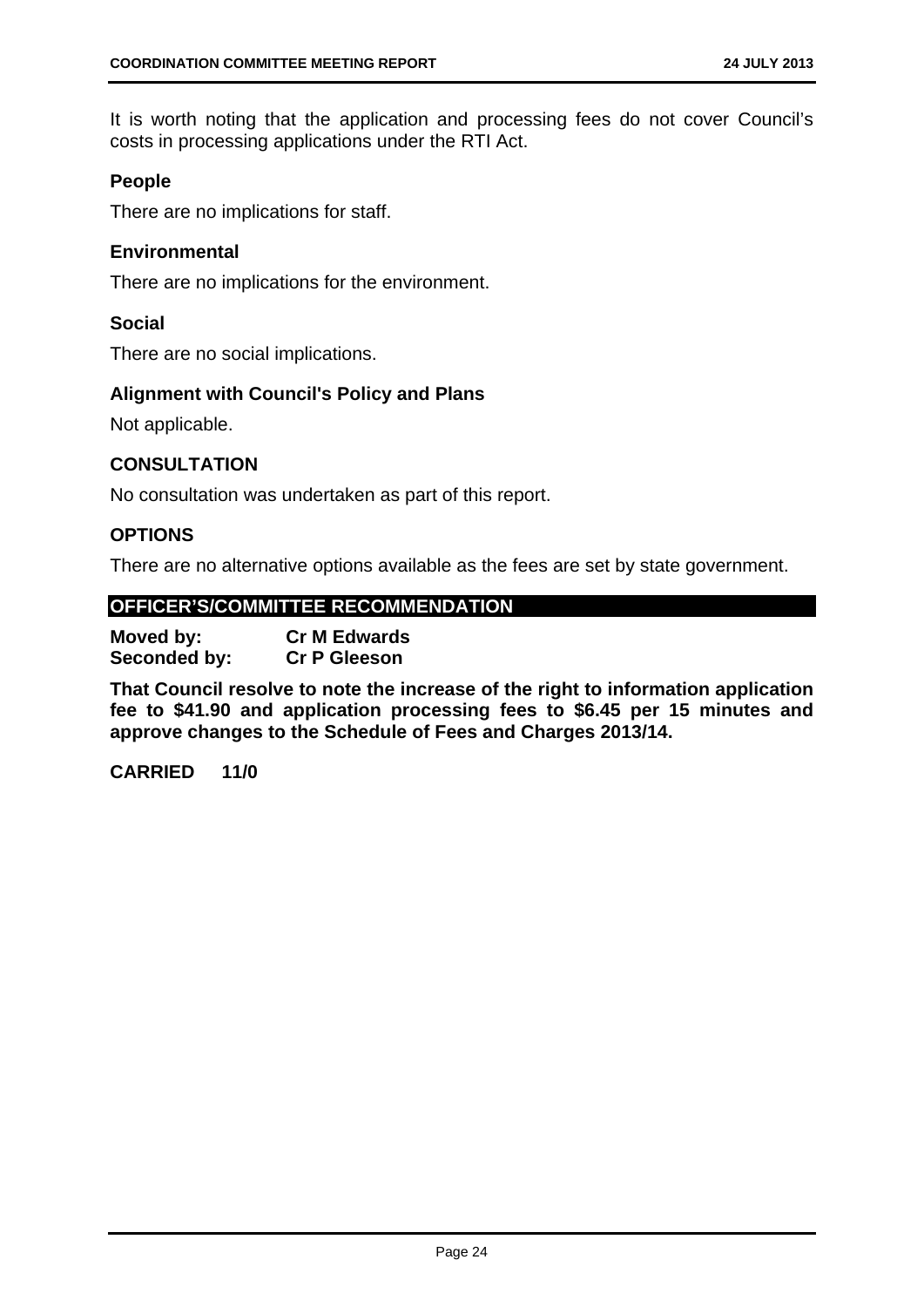It is worth noting that the application and processing fees do not cover Council's costs in processing applications under the RTI Act.

### People

There are no implications for staff.

### Environmental

There are no implications for the environment.

### Social

There are no social implications.

### Alignment with Council's Policy and Plans

Not applicable.

## CONSULTATION

No consultation was undertaken as part of this report.

## OPTIONS

There are no alternative options available as the fees are set by state government.

## OFFICER'S/COMMITTEE RECOMMENDATION

**Moved by:** **Cr M Edwards**
**Seconded by:** **Cr P Gleeson**

**That Council resolve to note the increase of the right to information application fee to $41.90 and application processing fees to $6.45 per 15 minutes and approve changes to the Schedule of Fees and Charges 2013/14.**

**CARRIED 11/0**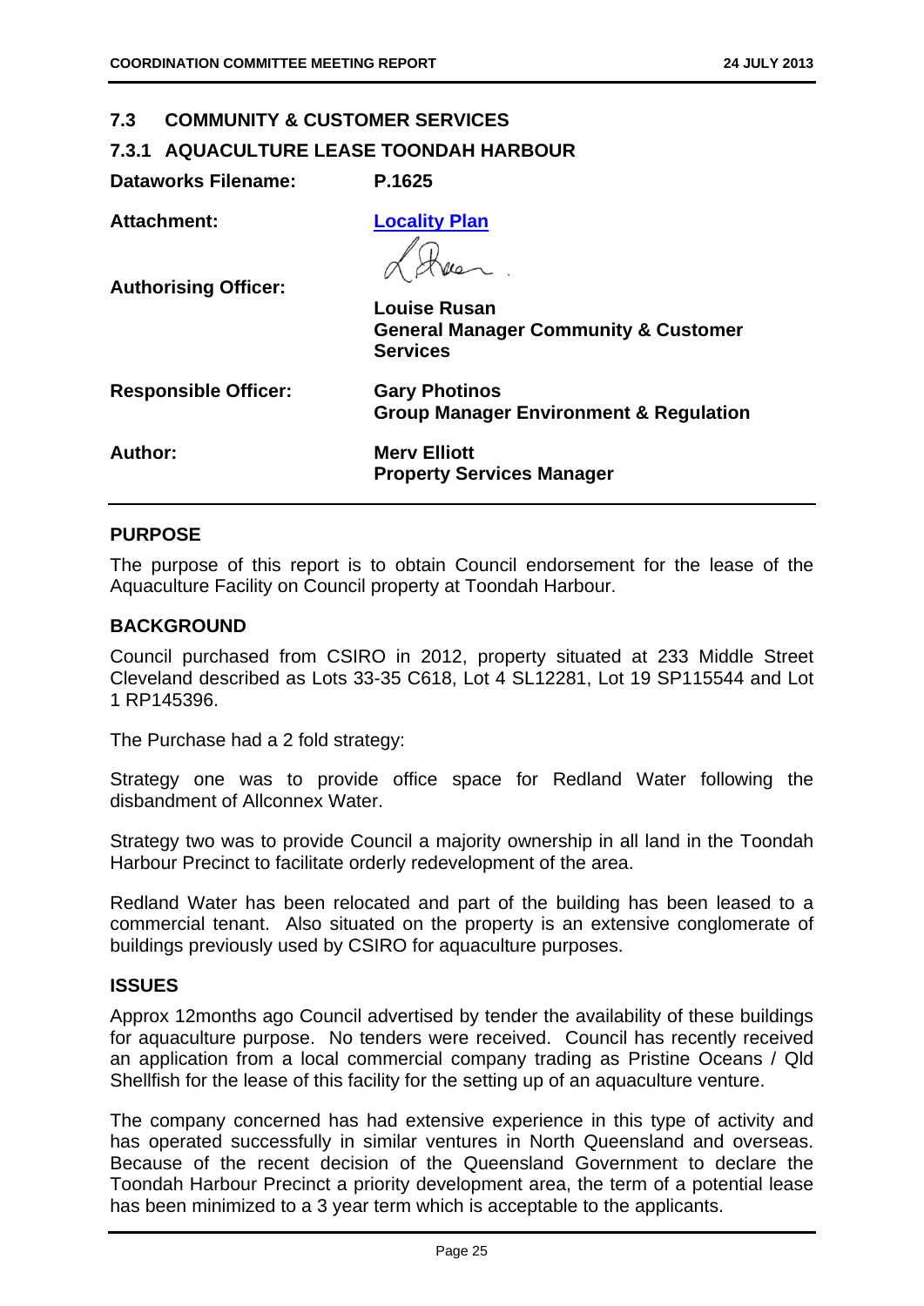## 7.3 COMMUNITY & CUSTOMER SERVICES

### 7.3.1 AQUACULTURE LEASE TOONDAH HARBOUR

**Dataworks Filename:** P.1625

**Attachment:** [Locality Plan]

**Authorising Officer:**
**Louise Rusan**
**General Manager Community & Customer Services**

**Responsible Officer:**
**Gary Photinos**
**Group Manager Environment & Regulation**

**Author:**
**Merv Elliott**
**Property Services Manager**

### PURPOSE

The purpose of this report is to obtain Council endorsement for the lease of the Aquaculture Facility on Council property at Toondah Harbour.

### BACKGROUND

Council purchased from CSIRO in 2012, property situated at 233 Middle Street Cleveland described as Lots 33-35 C618, Lot 4 SL12281, Lot 19 SP115544 and Lot 1 RP145396.

The Purchase had a 2 fold strategy:

Strategy one was to provide office space for Redland Water following the disbandment of Allconnex Water.

Strategy two was to provide Council a majority ownership in all land in the Toondah Harbour Precinct to facilitate orderly redevelopment of the area.

Redland Water has been relocated and part of the building has been leased to a commercial tenant. Also situated on the property is an extensive conglomerate of buildings previously used by CSIRO for aquaculture purposes.

### ISSUES

Approx 12months ago Council advertised by tender the availability of these buildings for aquaculture purpose. No tenders were received. Council has recently received an application from a local commercial company trading as Pristine Oceans / Qld Shellfish for the lease of this facility for the setting up of an aquaculture venture.

The company concerned has had extensive experience in this type of activity and has operated successfully in similar ventures in North Queensland and overseas. Because of the recent decision of the Queensland Government to declare the Toondah Harbour Precinct a priority development area, the term of a potential lease has been minimized to a 3 year term which is acceptable to the applicants.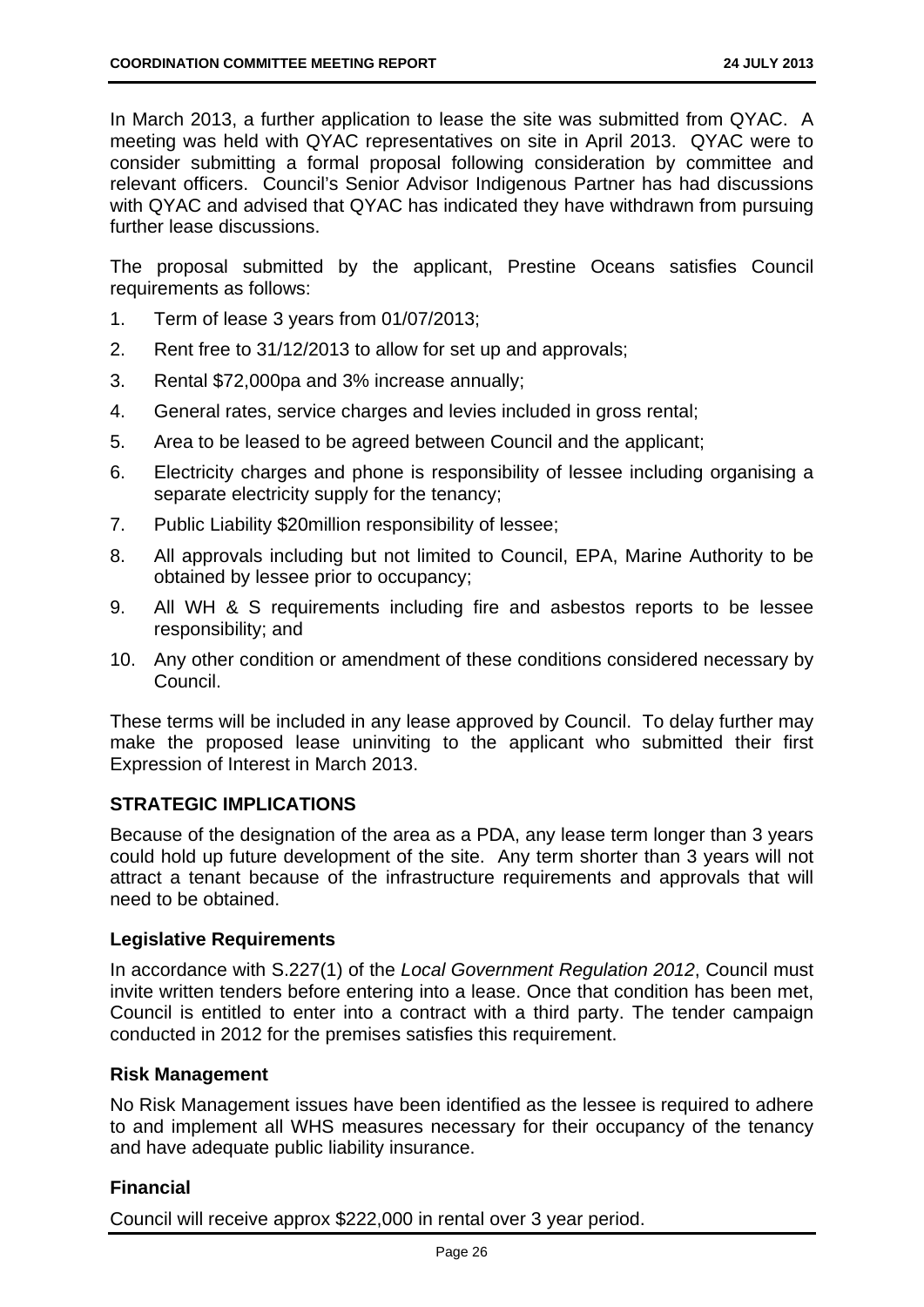In March 2013, a further application to lease the site was submitted from QYAC. A meeting was held with QYAC representatives on site in April 2013. QYAC were to consider submitting a formal proposal following consideration by committee and relevant officers. Council's Senior Advisor Indigenous Partner has had discussions with QYAC and advised that QYAC has indicated they have withdrawn from pursuing further lease discussions.

The proposal submitted by the applicant, Prestine Oceans satisfies Council requirements as follows:

1. Term of lease 3 years from 01/07/2013;
2. Rent free to 31/12/2013 to allow for set up and approvals;
3. Rental $72,000pa and 3% increase annually;
4. General rates, service charges and levies included in gross rental;
5. Area to be leased to be agreed between Council and the applicant;
6. Electricity charges and phone is responsibility of lessee including organising a separate electricity supply for the tenancy;
7. Public Liability $20million responsibility of lessee;
8. All approvals including but not limited to Council, EPA, Marine Authority to be obtained by lessee prior to occupancy;
9. All WH & S requirements including fire and asbestos reports to be lessee responsibility; and
10. Any other condition or amendment of these conditions considered necessary by Council.

These terms will be included in any lease approved by Council. To delay further may make the proposed lease uninviting to the applicant who submitted their first Expression of Interest in March 2013.

## STRATEGIC IMPLICATIONS

Because of the designation of the area as a PDA, any lease term longer than 3 years could hold up future development of the site. Any term shorter than 3 years will not attract a tenant because of the infrastructure requirements and approvals that will need to be obtained.

### Legislative Requirements

In accordance with S.227(1) of the *Local Government Regulation 2012*, Council must invite written tenders before entering into a lease. Once that condition has been met, Council is entitled to enter into a contract with a third party. The tender campaign conducted in 2012 for the premises satisfies this requirement.

### Risk Management

No Risk Management issues have been identified as the lessee is required to adhere to and implement all WHS measures necessary for their occupancy of the tenancy and have adequate public liability insurance.

### Financial

Council will receive approx $222,000 in rental over 3 year period.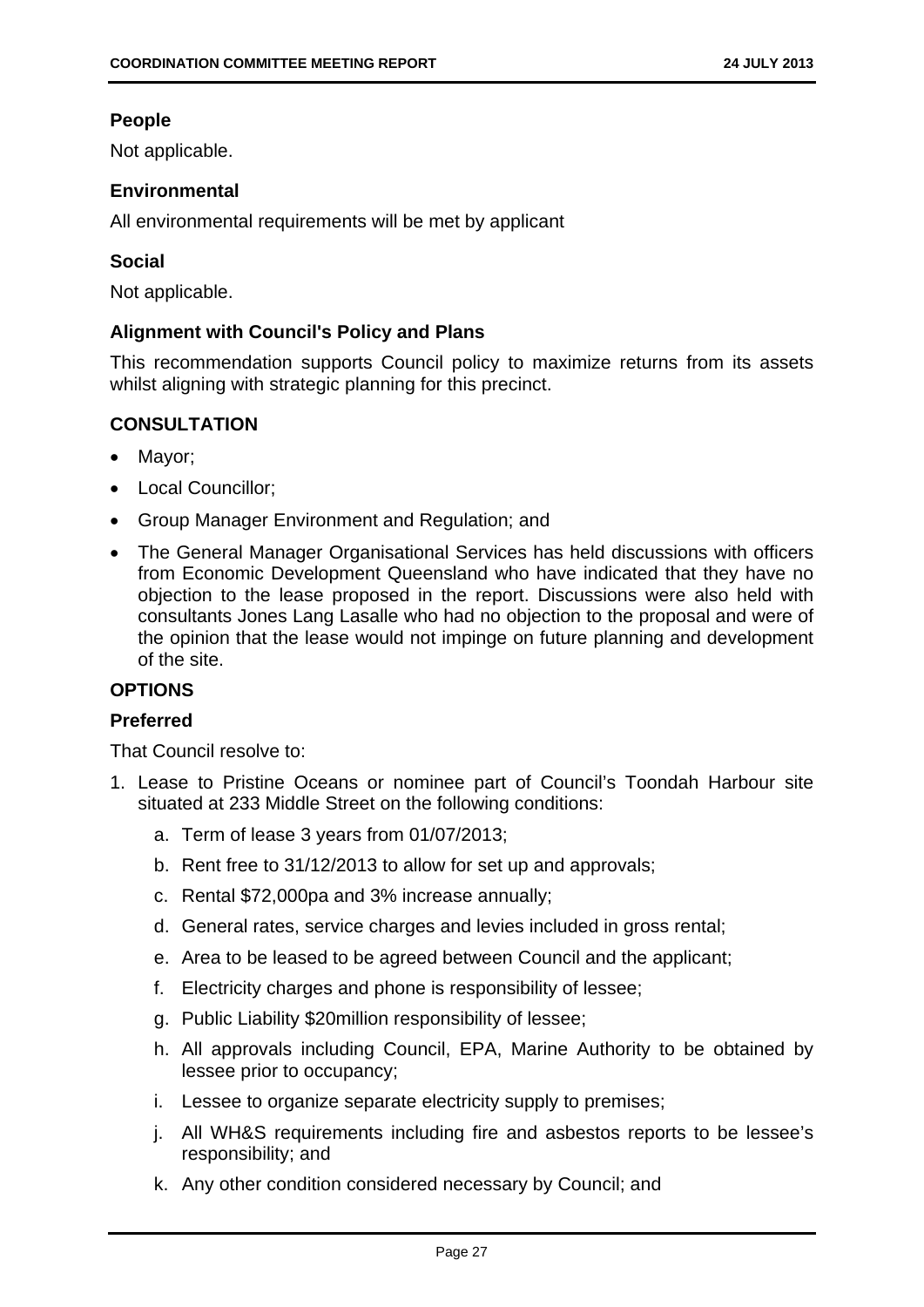### People

Not applicable.

### Environmental

All environmental requirements will be met by applicant

### Social

Not applicable.

### Alignment with Council's Policy and Plans

This recommendation supports Council policy to maximize returns from its assets whilst aligning with strategic planning for this precinct.

## CONSULTATION

- Mayor;
- Local Councillor;
- Group Manager Environment and Regulation; and
- The General Manager Organisational Services has held discussions with officers from Economic Development Queensland who have indicated that they have no objection to the lease proposed in the report. Discussions were also held with consultants Jones Lang Lasalle who had no objection to the proposal and were of the opinion that the lease would not impinge on future planning and development of the site.

## OPTIONS

### Preferred

That Council resolve to:

1. Lease to Pristine Oceans or nominee part of Council's Toondah Harbour site situated at 233 Middle Street on the following conditions:
   a. Term of lease 3 years from 01/07/2013;
   b. Rent free to 31/12/2013 to allow for set up and approvals;
   c. Rental $72,000pa and 3% increase annually;
   d. General rates, service charges and levies included in gross rental;
   e. Area to be leased to be agreed between Council and the applicant;
   f. Electricity charges and phone is responsibility of lessee;
   g. Public Liability $20million responsibility of lessee;
   h. All approvals including Council, EPA, Marine Authority to be obtained by lessee prior to occupancy;
   i. Lessee to organize separate electricity supply to premises;
   j. All WH&S requirements including fire and asbestos reports to be lessee's responsibility; and
   k. Any other condition considered necessary by Council; and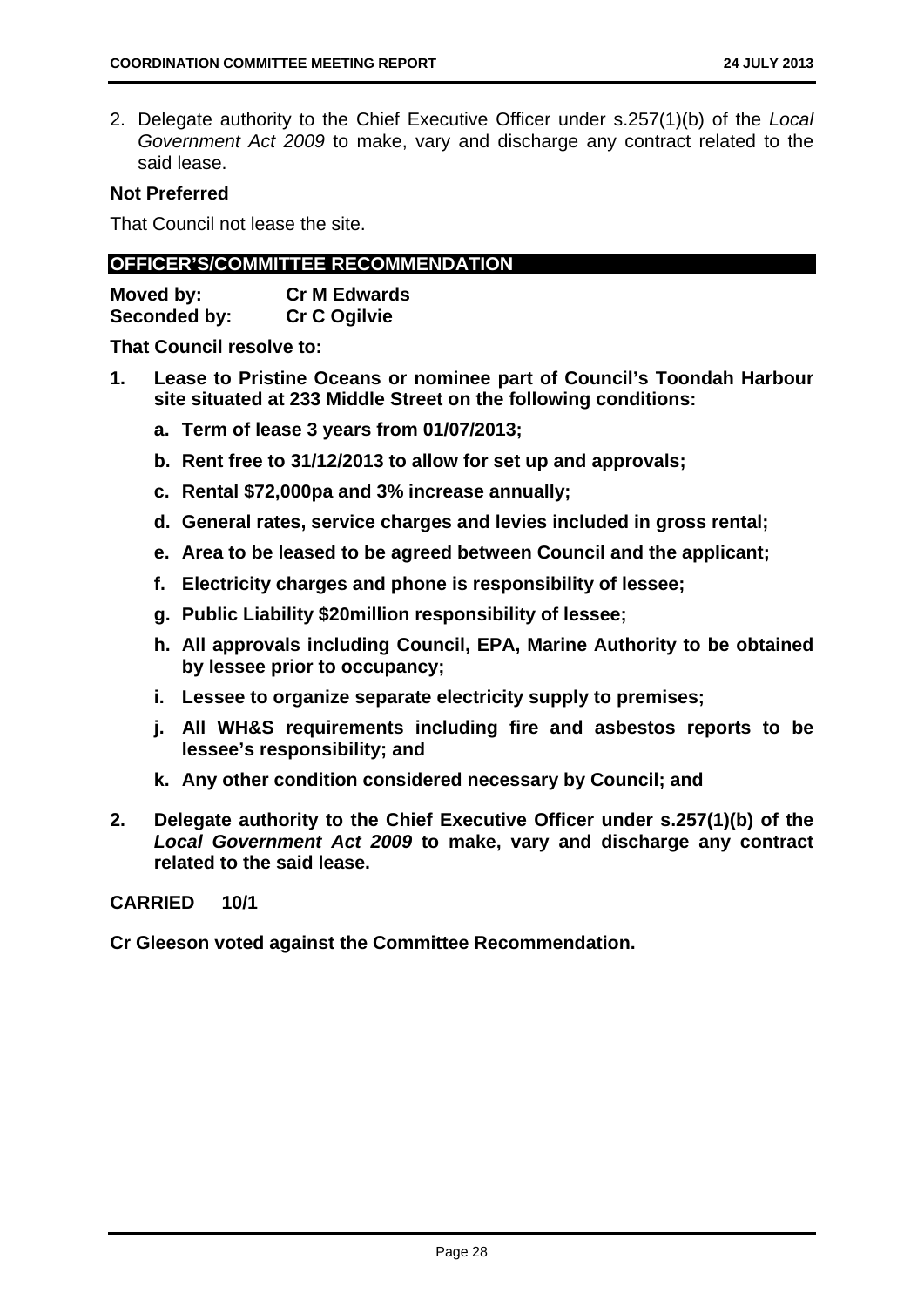2. Delegate authority to the Chief Executive Officer under s.257(1)(b) of the *Local Government Act 2009* to make, vary and discharge any contract related to the said lease.

**Not Preferred**

That Council not lease the site.

## OFFICER'S/COMMITTEE RECOMMENDATION

**Moved by:** **Cr M Edwards**
**Seconded by:** **Cr C Ogilvie**

**That Council resolve to:**

1. **Lease to Pristine Oceans or nominee part of Council's Toondah Harbour site situated at 233 Middle Street on the following conditions:**
   a. **Term of lease 3 years from 01/07/2013;**
   b. **Rent free to 31/12/2013 to allow for set up and approvals;**
   c. **Rental $72,000pa and 3% increase annually;**
   d. **General rates, service charges and levies included in gross rental;**
   e. **Area to be leased to be agreed between Council and the applicant;**
   f. **Electricity charges and phone is responsibility of lessee;**
   g. **Public Liability $20million responsibility of lessee;**
   h. **All approvals including Council, EPA, Marine Authority to be obtained by lessee prior to occupancy;**
   i. **Lessee to organize separate electricity supply to premises;**
   j. **All WH&S requirements including fire and asbestos reports to be lessee's responsibility; and**
   k. **Any other condition considered necessary by Council; and**
2. **Delegate authority to the Chief Executive Officer under s.257(1)(b) of the *Local Government Act 2009* to make, vary and discharge any contract related to the said lease.**

**CARRIED 10/1**

**Cr Gleeson voted against the Committee Recommendation.**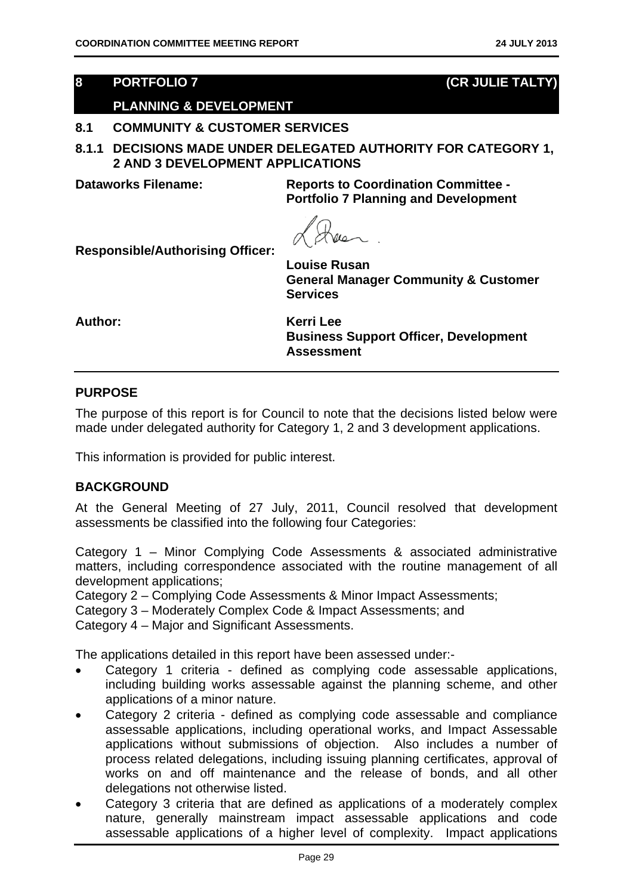# 8 PORTFOLIO 7 (CR JULIE TALTY)

## PLANNING & DEVELOPMENT

## 8.1 COMMUNITY & CUSTOMER SERVICES

### 8.1.1 DECISIONS MADE UNDER DELEGATED AUTHORITY FOR CATEGORY 1, 2 AND 3 DEVELOPMENT APPLICATIONS

**Dataworks Filename:** **Reports to Coordination Committee - Portfolio 7 Planning and Development**

**Responsible/Authorising Officer:**

**Louise Rusan**
**General Manager Community & Customer Services**

**Author:** **Kerri Lee**
**Business Support Officer, Development Assessment**

## PURPOSE

The purpose of this report is for Council to note that the decisions listed below were made under delegated authority for Category 1, 2 and 3 development applications.

This information is provided for public interest.

## BACKGROUND

At the General Meeting of 27 July, 2011, Council resolved that development assessments be classified into the following four Categories:

Category 1 – Minor Complying Code Assessments & associated administrative matters, including correspondence associated with the routine management of all development applications;
Category 2 – Complying Code Assessments & Minor Impact Assessments;
Category 3 – Moderately Complex Code & Impact Assessments; and
Category 4 – Major and Significant Assessments.

The applications detailed in this report have been assessed under:-

- Category 1 criteria - defined as complying code assessable applications, including building works assessable against the planning scheme, and other applications of a minor nature.
- Category 2 criteria - defined as complying code assessable and compliance assessable applications, including operational works, and Impact Assessable applications without submissions of objection. Also includes a number of process related delegations, including issuing planning certificates, approval of works on and off maintenance and the release of bonds, and all other delegations not otherwise listed.
- Category 3 criteria that are defined as applications of a moderately complex nature, generally mainstream impact assessable applications and code assessable applications of a higher level of complexity. Impact applications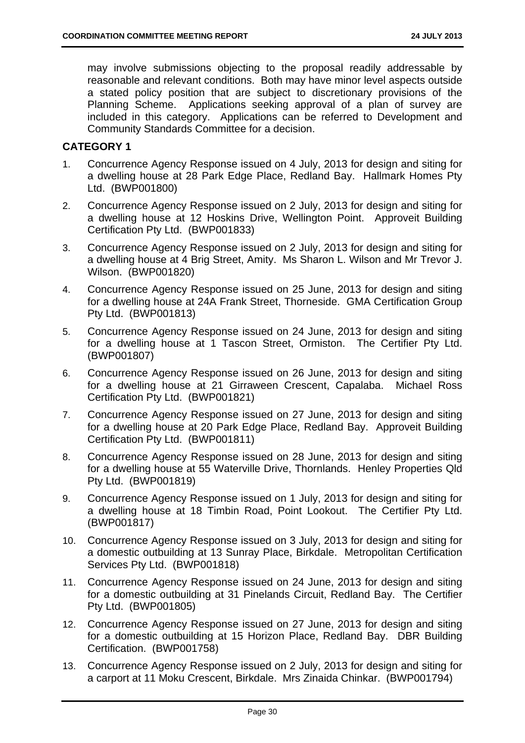may involve submissions objecting to the proposal readily addressable by reasonable and relevant conditions. Both may have minor level aspects outside a stated policy position that are subject to discretionary provisions of the Planning Scheme. Applications seeking approval of a plan of survey are included in this category. Applications can be referred to Development and Community Standards Committee for a decision.

**CATEGORY 1**

1. Concurrence Agency Response issued on 4 July, 2013 for design and siting for a dwelling house at 28 Park Edge Place, Redland Bay. Hallmark Homes Pty Ltd. (BWP001800)
2. Concurrence Agency Response issued on 2 July, 2013 for design and siting for a dwelling house at 12 Hoskins Drive, Wellington Point. Approveit Building Certification Pty Ltd. (BWP001833)
3. Concurrence Agency Response issued on 2 July, 2013 for design and siting for a dwelling house at 4 Brig Street, Amity. Ms Sharon L. Wilson and Mr Trevor J. Wilson. (BWP001820)
4. Concurrence Agency Response issued on 25 June, 2013 for design and siting for a dwelling house at 24A Frank Street, Thorneside. GMA Certification Group Pty Ltd. (BWP001813)
5. Concurrence Agency Response issued on 24 June, 2013 for design and siting for a dwelling house at 1 Tascon Street, Ormiston. The Certifier Pty Ltd. (BWP001807)
6. Concurrence Agency Response issued on 26 June, 2013 for design and siting for a dwelling house at 21 Girraween Crescent, Capalaba. Michael Ross Certification Pty Ltd. (BWP001821)
7. Concurrence Agency Response issued on 27 June, 2013 for design and siting for a dwelling house at 20 Park Edge Place, Redland Bay. Approveit Building Certification Pty Ltd. (BWP001811)
8. Concurrence Agency Response issued on 28 June, 2013 for design and siting for a dwelling house at 55 Waterville Drive, Thornlands. Henley Properties Qld Pty Ltd. (BWP001819)
9. Concurrence Agency Response issued on 1 July, 2013 for design and siting for a dwelling house at 18 Timbin Road, Point Lookout. The Certifier Pty Ltd. (BWP001817)
10. Concurrence Agency Response issued on 3 July, 2013 for design and siting for a domestic outbuilding at 13 Sunray Place, Birkdale. Metropolitan Certification Services Pty Ltd. (BWP001818)
11. Concurrence Agency Response issued on 24 June, 2013 for design and siting for a domestic outbuilding at 31 Pinelands Circuit, Redland Bay. The Certifier Pty Ltd. (BWP001805)
12. Concurrence Agency Response issued on 27 June, 2013 for design and siting for a domestic outbuilding at 15 Horizon Place, Redland Bay. DBR Building Certification. (BWP001758)
13. Concurrence Agency Response issued on 2 July, 2013 for design and siting for a carport at 11 Moku Crescent, Birkdale. Mrs Zinaida Chinkar. (BWP001794)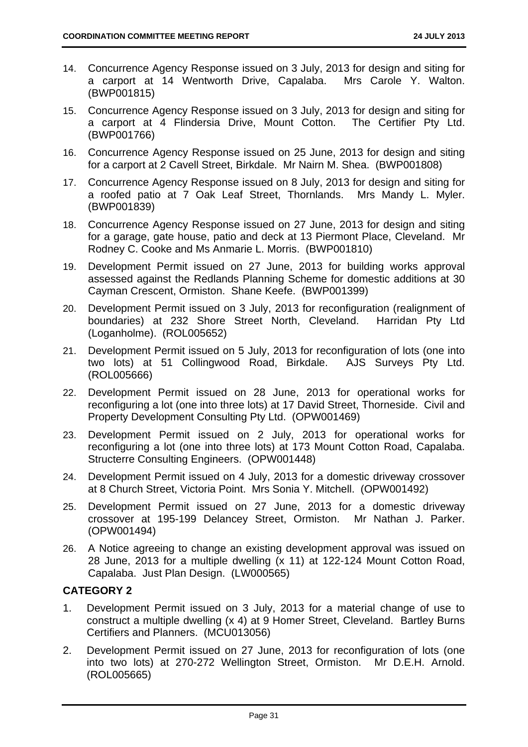14. Concurrence Agency Response issued on 3 July, 2013 for design and siting for a carport at 14 Wentworth Drive, Capalaba. Mrs Carole Y. Walton. (BWP001815)

15. Concurrence Agency Response issued on 3 July, 2013 for design and siting for a carport at 4 Flindersia Drive, Mount Cotton. The Certifier Pty Ltd. (BWP001766)

16. Concurrence Agency Response issued on 25 June, 2013 for design and siting for a carport at 2 Cavell Street, Birkdale. Mr Nairn M. Shea. (BWP001808)

17. Concurrence Agency Response issued on 8 July, 2013 for design and siting for a roofed patio at 7 Oak Leaf Street, Thornlands. Mrs Mandy L. Myler. (BWP001839)

18. Concurrence Agency Response issued on 27 June, 2013 for design and siting for a garage, gate house, patio and deck at 13 Piermont Place, Cleveland. Mr Rodney C. Cooke and Ms Anmarie L. Morris. (BWP001810)

19. Development Permit issued on 27 June, 2013 for building works approval assessed against the Redlands Planning Scheme for domestic additions at 30 Cayman Crescent, Ormiston. Shane Keefe. (BWP001399)

20. Development Permit issued on 3 July, 2013 for reconfiguration (realignment of boundaries) at 232 Shore Street North, Cleveland. Harridan Pty Ltd (Loganholme). (ROL005652)

21. Development Permit issued on 5 July, 2013 for reconfiguration of lots (one into two lots) at 51 Collingwood Road, Birkdale. AJS Surveys Pty Ltd. (ROL005666)

22. Development Permit issued on 28 June, 2013 for operational works for reconfiguring a lot (one into three lots) at 17 David Street, Thorneside. Civil and Property Development Consulting Pty Ltd. (OPW001469)

23. Development Permit issued on 2 July, 2013 for operational works for reconfiguring a lot (one into three lots) at 173 Mount Cotton Road, Capalaba. Structerre Consulting Engineers. (OPW001448)

24. Development Permit issued on 4 July, 2013 for a domestic driveway crossover at 8 Church Street, Victoria Point. Mrs Sonia Y. Mitchell. (OPW001492)

25. Development Permit issued on 27 June, 2013 for a domestic driveway crossover at 195-199 Delancey Street, Ormiston. Mr Nathan J. Parker. (OPW001494)

26. A Notice agreeing to change an existing development approval was issued on 28 June, 2013 for a multiple dwelling (x 11) at 122-124 Mount Cotton Road, Capalaba. Just Plan Design. (LW000565)

**CATEGORY 2**

1. Development Permit issued on 3 July, 2013 for a material change of use to construct a multiple dwelling (x 4) at 9 Homer Street, Cleveland. Bartley Burns Certifiers and Planners. (MCU013056)

2. Development Permit issued on 27 June, 2013 for reconfiguration of lots (one into two lots) at 270-272 Wellington Street, Ormiston. Mr D.E.H. Arnold. (ROL005665)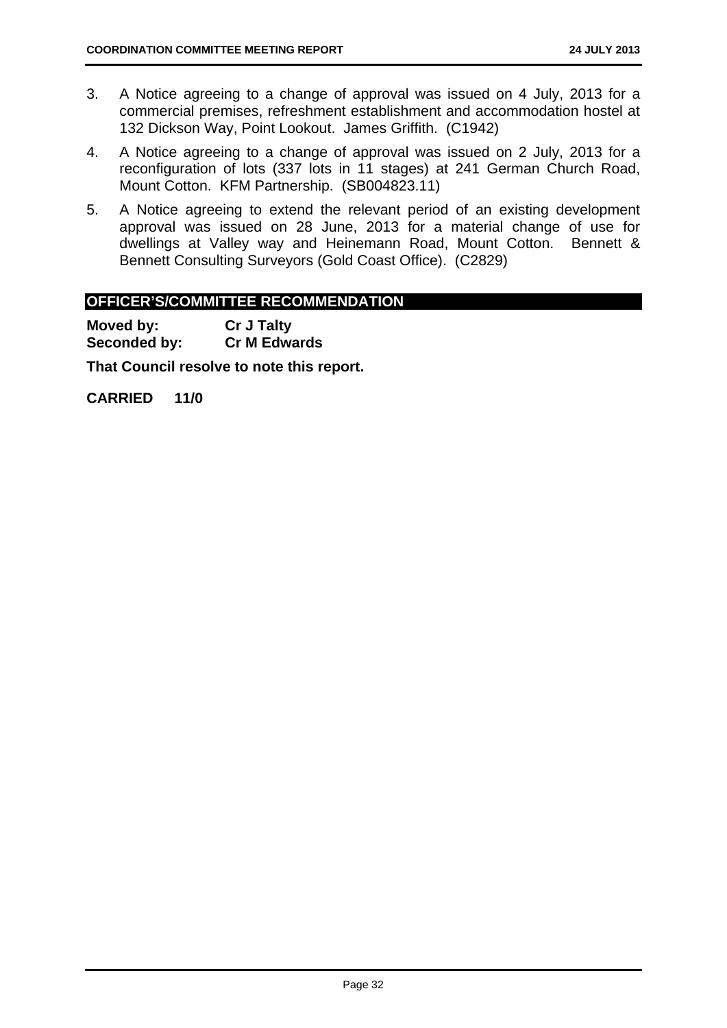3. A Notice agreeing to a change of approval was issued on 4 July, 2013 for a commercial premises, refreshment establishment and accommodation hostel at 132 Dickson Way, Point Lookout. James Griffith. (C1942)
4. A Notice agreeing to a change of approval was issued on 2 July, 2013 for a reconfiguration of lots (337 lots in 11 stages) at 241 German Church Road, Mount Cotton. KFM Partnership. (SB004823.11)
5. A Notice agreeing to extend the relevant period of an existing development approval was issued on 28 June, 2013 for a material change of use for dwellings at Valley way and Heinemann Road, Mount Cotton. Bennett & Bennett Consulting Surveyors (Gold Coast Office). (C2829)

## OFFICER'S/COMMITTEE RECOMMENDATION

**Moved by:** **Cr J Talty**
**Seconded by:** **Cr M Edwards**

**That Council resolve to note this report.**

**CARRIED 11/0**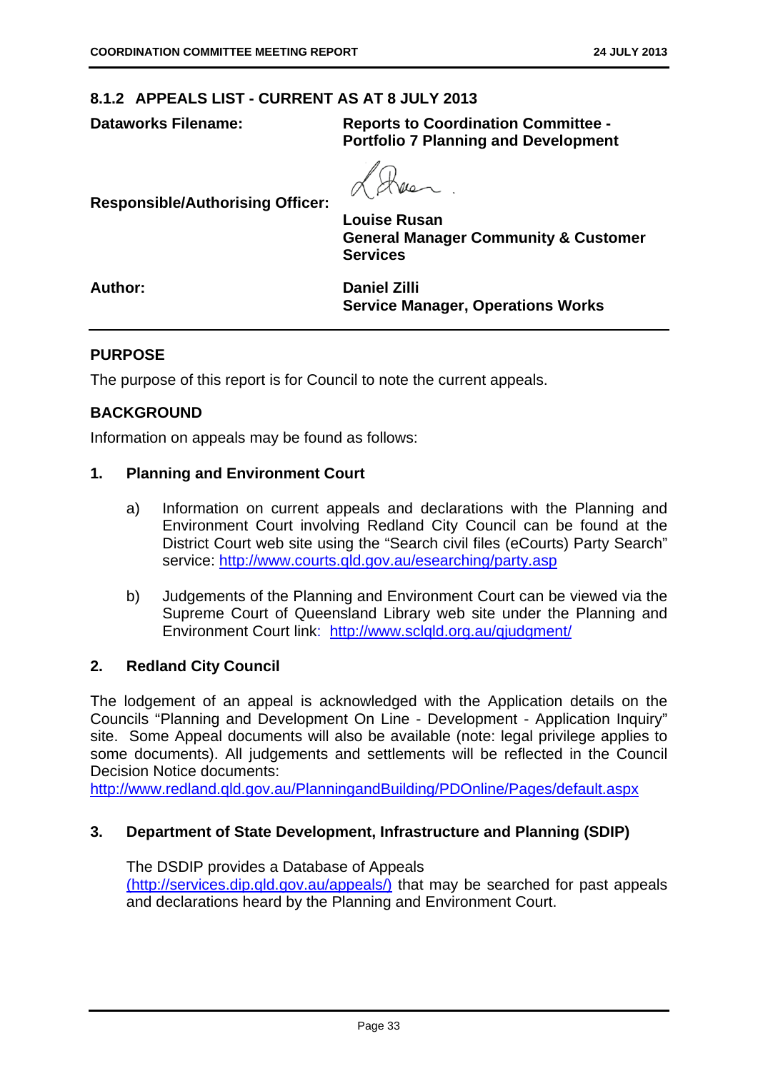## 8.1.2 APPEALS LIST - CURRENT AS AT 8 JULY 2013

| | |
|---|---|
| **Dataworks Filename:** | **Reports to Coordination Committee - Portfolio 7 Planning and Development** |
| **Responsible/Authorising Officer:** | **Louise Rusan**<br>**General Manager Community & Customer Services** |
| **Author:** | **Daniel Zilli**<br>**Service Manager, Operations Works** |

### PURPOSE

The purpose of this report is for Council to note the current appeals.

### BACKGROUND

Information on appeals may be found as follows:

**1. Planning and Environment Court**

a) Information on current appeals and declarations with the Planning and Environment Court involving Redland City Council can be found at the District Court web site using the "Search civil files (eCourts) Party Search" service: http://www.courts.qld.gov.au/esearching/party.asp

b) Judgements of the Planning and Environment Court can be viewed via the Supreme Court of Queensland Library web site under the Planning and Environment Court link: http://www.sclqld.org.au/qjudgment/

**2. Redland City Council**

The lodgement of an appeal is acknowledged with the Application details on the Councils "Planning and Development On Line - Development - Application Inquiry" site. Some Appeal documents will also be available (note: legal privilege applies to some documents). All judgements and settlements will be reflected in the Council Decision Notice documents:
http://www.redland.qld.gov.au/PlanningandBuilding/PDOnline/Pages/default.aspx

**3. Department of State Development, Infrastructure and Planning (SDIP)**

The DSDIP provides a Database of Appeals (http://services.dip.qld.gov.au/appeals/) that may be searched for past appeals and declarations heard by the Planning and Environment Court.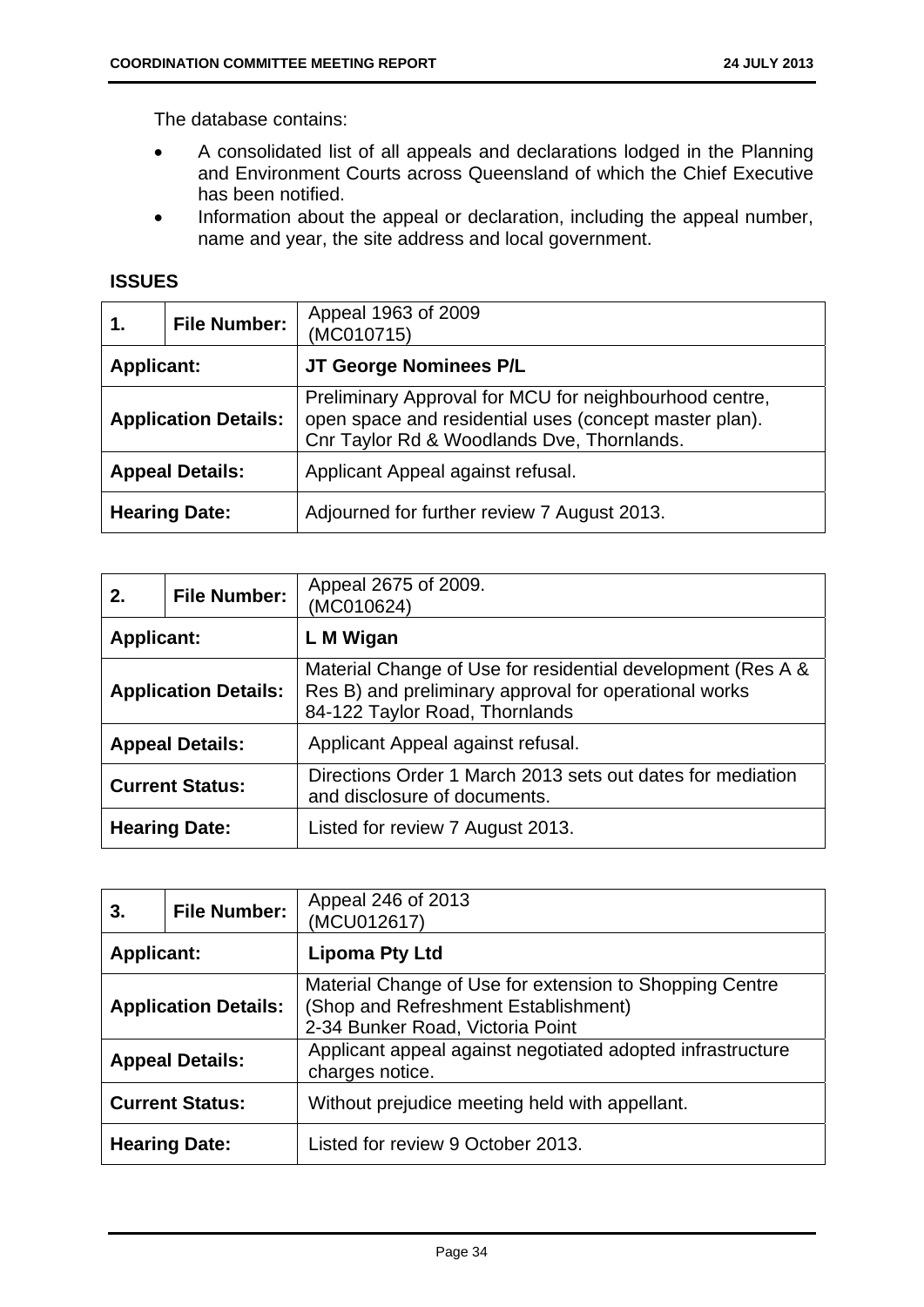The database contains:

- A consolidated list of all appeals and declarations lodged in the Planning and Environment Courts across Queensland of which the Chief Executive has been notified.
- Information about the appeal or declaration, including the appeal number, name and year, the site address and local government.

**ISSUES**

| 1. | File Number: | Appeal 1963 of 2009<br>(MC010715) |
|---|---|---|
| **Applicant:** | | **JT George Nominees P/L** |
| **Application Details:** | | Preliminary Approval for MCU for neighbourhood centre, open space and residential uses (concept master plan).<br>Cnr Taylor Rd & Woodlands Dve, Thornlands. |
| **Appeal Details:** | | Applicant Appeal against refusal. |
| **Hearing Date:** | | Adjourned for further review 7 August 2013. |

| 2. | File Number: | Appeal 2675 of 2009.<br>(MC010624) |
|---|---|---|
| **Applicant:** | | **L M Wigan** |
| **Application Details:** | | Material Change of Use for residential development (Res A & Res B) and preliminary approval for operational works<br>84-122 Taylor Road, Thornlands |
| **Appeal Details:** | | Applicant Appeal against refusal. |
| **Current Status:** | | Directions Order 1 March 2013 sets out dates for mediation and disclosure of documents. |
| **Hearing Date:** | | Listed for review 7 August 2013. |

| 3. | File Number: | Appeal 246 of 2013<br>(MCU012617) |
|---|---|---|
| **Applicant:** | | **Lipoma Pty Ltd** |
| **Application Details:** | | Material Change of Use for extension to Shopping Centre (Shop and Refreshment Establishment)<br>2-34 Bunker Road, Victoria Point |
| **Appeal Details:** | | Applicant appeal against negotiated adopted infrastructure charges notice. |
| **Current Status:** | | Without prejudice meeting held with appellant. |
| **Hearing Date:** | | Listed for review 9 October 2013. |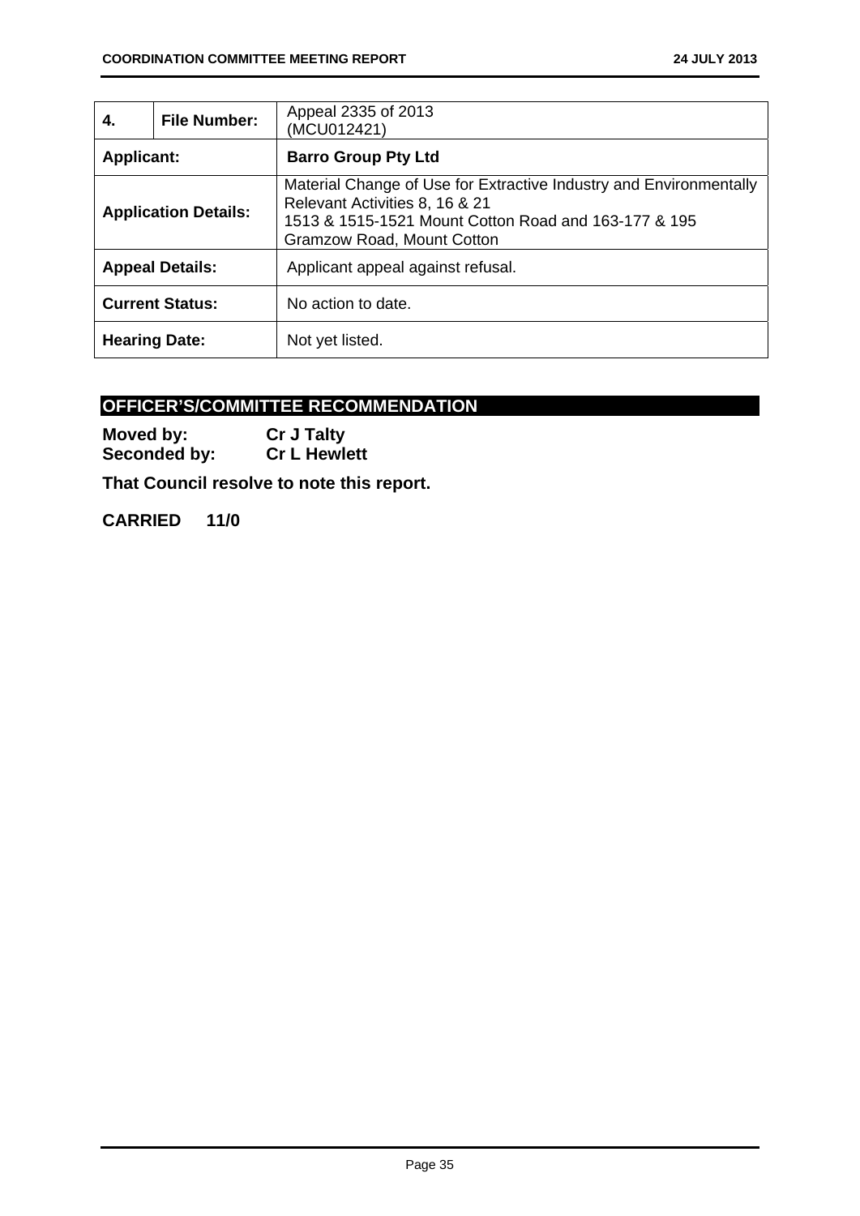| 4. | File Number: | Appeal 2335 of 2013 (MCU012421) |
|---|---|---|
| **Applicant:** | | **Barro Group Pty Ltd** |
| **Application Details:** | | Material Change of Use for Extractive Industry and Environmentally Relevant Activities 8, 16 & 21<br>1513 & 1515-1521 Mount Cotton Road and 163-177 & 195 Gramzow Road, Mount Cotton |
| **Appeal Details:** | | Applicant appeal against refusal. |
| **Current Status:** | | No action to date. |
| **Hearing Date:** | | Not yet listed. |

## OFFICER'S/COMMITTEE RECOMMENDATION

**Moved by:** **Cr J Talty**
**Seconded by:** **Cr L Hewlett**

**That Council resolve to note this report.**

**CARRIED 11/0**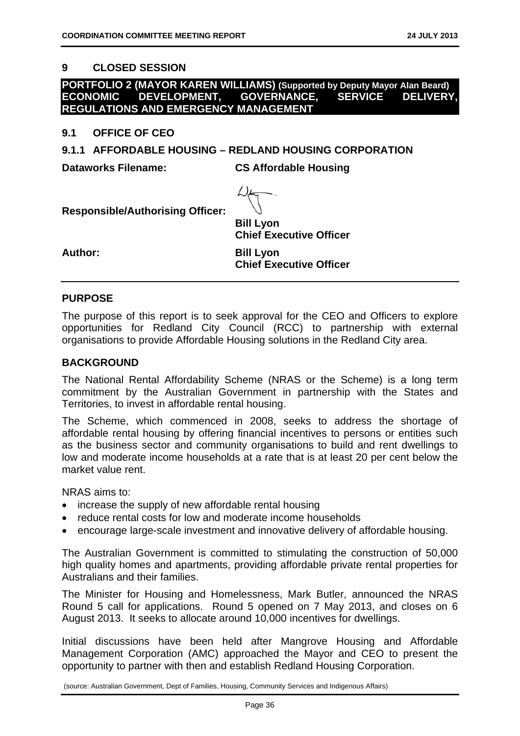## 9 CLOSED SESSION

**PORTFOLIO 2 (MAYOR KAREN WILLIAMS) (Supported by Deputy Mayor Alan Beard) ECONOMIC DEVELOPMENT, GOVERNANCE, SERVICE DELIVERY, REGULATIONS AND EMERGENCY MANAGEMENT**

### 9.1 OFFICE OF CEO

### 9.1.1 AFFORDABLE HOUSING – REDLAND HOUSING CORPORATION

**Dataworks Filename:** **CS Affordable Housing**

**Responsible/Authorising Officer:** **Bill Lyon**
**Chief Executive Officer**

**Author:** **Bill Lyon**
**Chief Executive Officer**

### PURPOSE

The purpose of this report is to seek approval for the CEO and Officers to explore opportunities for Redland City Council (RCC) to partnership with external organisations to provide Affordable Housing solutions in the Redland City area.

### BACKGROUND

The National Rental Affordability Scheme (NRAS or the Scheme) is a long term commitment by the Australian Government in partnership with the States and Territories, to invest in affordable rental housing.

The Scheme, which commenced in 2008, seeks to address the shortage of affordable rental housing by offering financial incentives to persons or entities such as the business sector and community organisations to build and rent dwellings to low and moderate income households at a rate that is at least 20 per cent below the market value rent.

NRAS aims to:

- increase the supply of new affordable rental housing
- reduce rental costs for low and moderate income households
- encourage large-scale investment and innovative delivery of affordable housing.

The Australian Government is committed to stimulating the construction of 50,000 high quality homes and apartments, providing affordable private rental properties for Australians and their families.

The Minister for Housing and Homelessness, Mark Butler, announced the NRAS Round 5 call for applications. Round 5 opened on 7 May 2013, and closes on 6 August 2013. It seeks to allocate around 10,000 incentives for dwellings.

Initial discussions have been held after Mangrove Housing and Affordable Management Corporation (AMC) approached the Mayor and CEO to present the opportunity to partner with then and establish Redland Housing Corporation.

(source: Australian Government, Dept of Families, Housing, Community Services and Indigenous Affairs)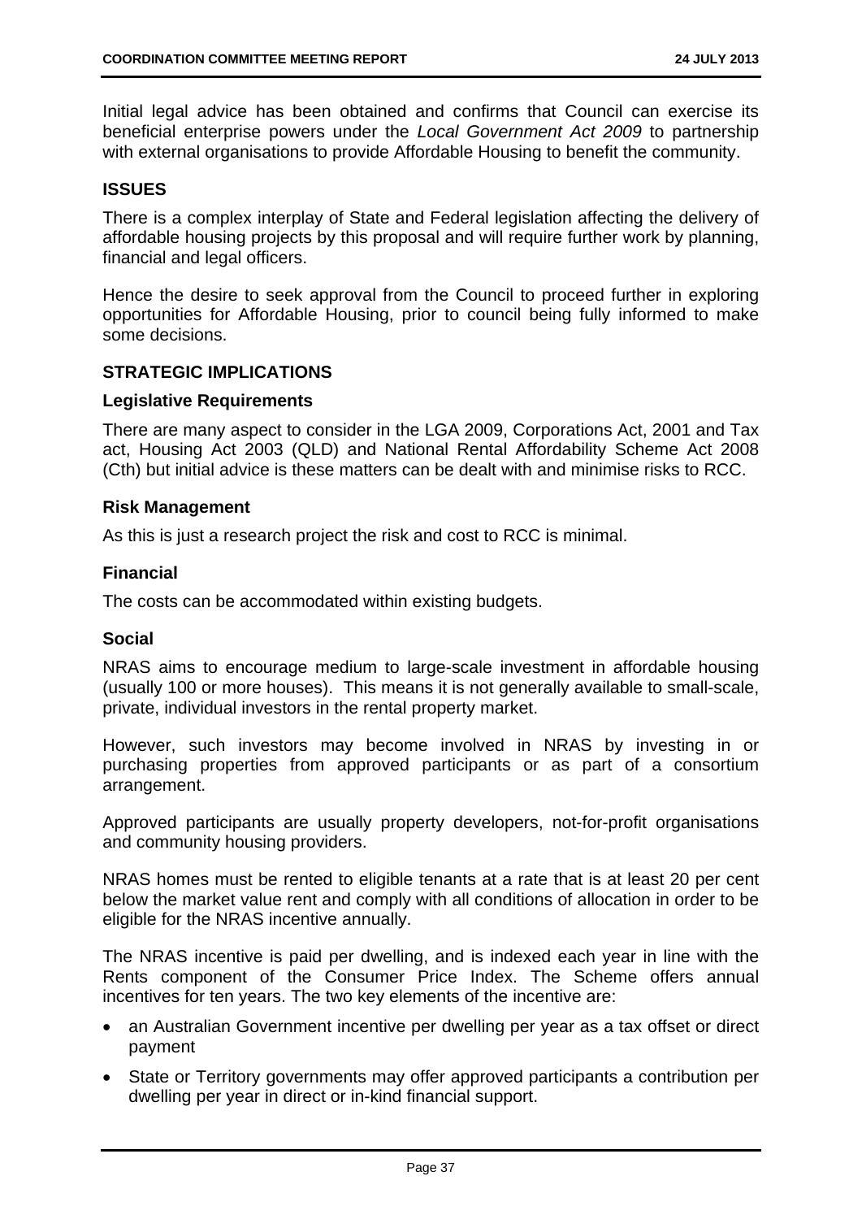Initial legal advice has been obtained and confirms that Council can exercise its beneficial enterprise powers under the *Local Government Act 2009* to partnership with external organisations to provide Affordable Housing to benefit the community.

## ISSUES

There is a complex interplay of State and Federal legislation affecting the delivery of affordable housing projects by this proposal and will require further work by planning, financial and legal officers.

Hence the desire to seek approval from the Council to proceed further in exploring opportunities for Affordable Housing, prior to council being fully informed to make some decisions.

## STRATEGIC IMPLICATIONS

### Legislative Requirements

There are many aspect to consider in the LGA 2009, Corporations Act, 2001 and Tax act, Housing Act 2003 (QLD) and National Rental Affordability Scheme Act 2008 (Cth) but initial advice is these matters can be dealt with and minimise risks to RCC.

### Risk Management

As this is just a research project the risk and cost to RCC is minimal.

### Financial

The costs can be accommodated within existing budgets.

### Social

NRAS aims to encourage medium to large-scale investment in affordable housing (usually 100 or more houses). This means it is not generally available to small-scale, private, individual investors in the rental property market.

However, such investors may become involved in NRAS by investing in or purchasing properties from approved participants or as part of a consortium arrangement.

Approved participants are usually property developers, not-for-profit organisations and community housing providers.

NRAS homes must be rented to eligible tenants at a rate that is at least 20 per cent below the market value rent and comply with all conditions of allocation in order to be eligible for the NRAS incentive annually.

The NRAS incentive is paid per dwelling, and is indexed each year in line with the Rents component of the Consumer Price Index. The Scheme offers annual incentives for ten years. The two key elements of the incentive are:

- an Australian Government incentive per dwelling per year as a tax offset or direct payment
- State or Territory governments may offer approved participants a contribution per dwelling per year in direct or in-kind financial support.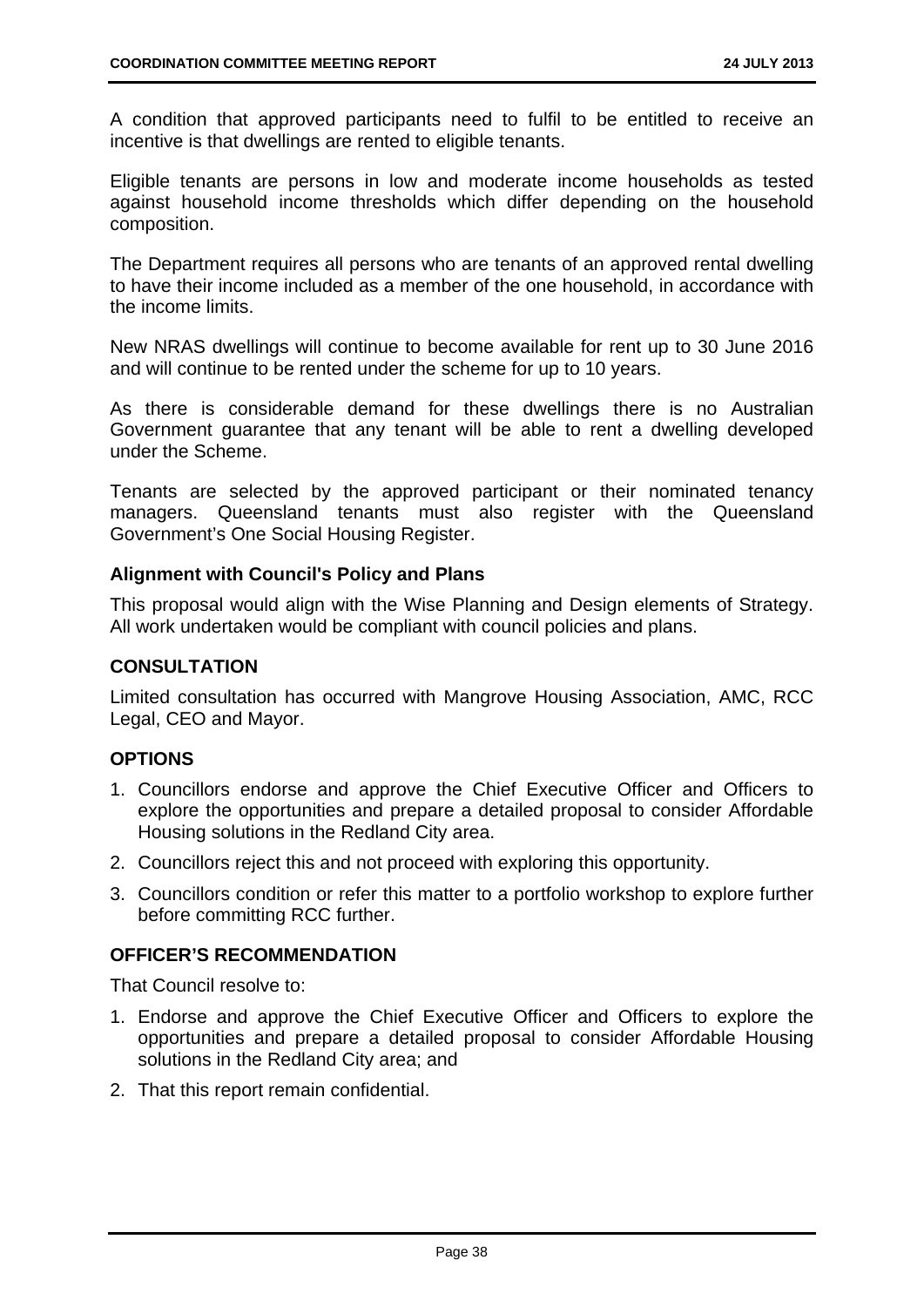A condition that approved participants need to fulfil to be entitled to receive an incentive is that dwellings are rented to eligible tenants.

Eligible tenants are persons in low and moderate income households as tested against household income thresholds which differ depending on the household composition.

The Department requires all persons who are tenants of an approved rental dwelling to have their income included as a member of the one household, in accordance with the income limits.

New NRAS dwellings will continue to become available for rent up to 30 June 2016 and will continue to be rented under the scheme for up to 10 years.

As there is considerable demand for these dwellings there is no Australian Government guarantee that any tenant will be able to rent a dwelling developed under the Scheme.

Tenants are selected by the approved participant or their nominated tenancy managers. Queensland tenants must also register with the Queensland Government's One Social Housing Register.

### Alignment with Council's Policy and Plans

This proposal would align with the Wise Planning and Design elements of Strategy. All work undertaken would be compliant with council policies and plans.

## CONSULTATION

Limited consultation has occurred with Mangrove Housing Association, AMC, RCC Legal, CEO and Mayor.

## OPTIONS

1. Councillors endorse and approve the Chief Executive Officer and Officers to explore the opportunities and prepare a detailed proposal to consider Affordable Housing solutions in the Redland City area.
2. Councillors reject this and not proceed with exploring this opportunity.
3. Councillors condition or refer this matter to a portfolio workshop to explore further before committing RCC further.

## OFFICER'S RECOMMENDATION

That Council resolve to:

1. Endorse and approve the Chief Executive Officer and Officers to explore the opportunities and prepare a detailed proposal to consider Affordable Housing solutions in the Redland City area; and
2. That this report remain confidential.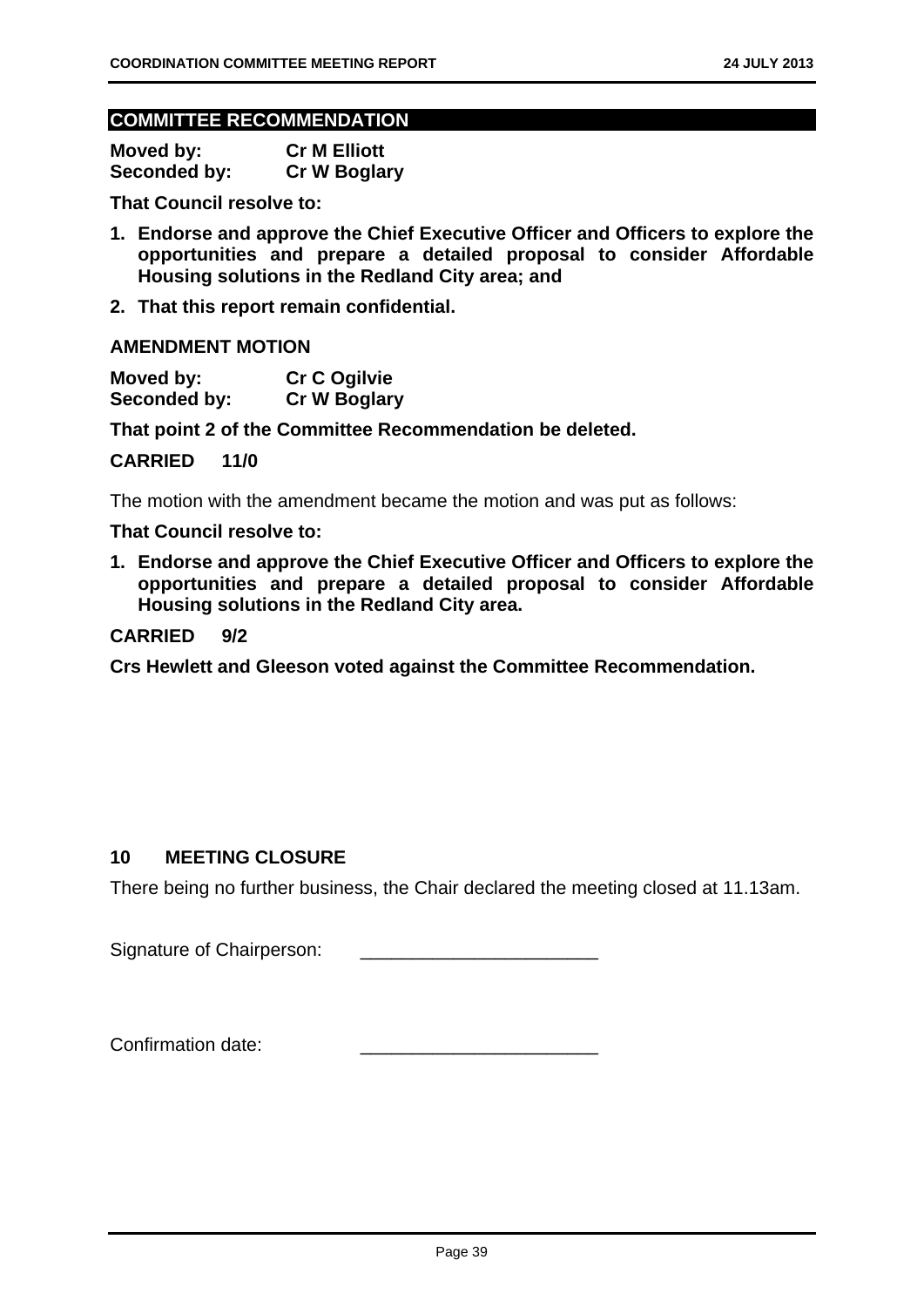## COMMITTEE RECOMMENDATION

**Moved by:** **Cr M Elliott**
**Seconded by:** **Cr W Boglary**

**That Council resolve to:**

1. **Endorse and approve the Chief Executive Officer and Officers to explore the opportunities and prepare a detailed proposal to consider Affordable Housing solutions in the Redland City area; and**
2. **That this report remain confidential.**

**AMENDMENT MOTION**

**Moved by:** **Cr C Ogilvie**
**Seconded by:** **Cr W Boglary**

**That point 2 of the Committee Recommendation be deleted.**

**CARRIED 11/0**

The motion with the amendment became the motion and was put as follows:

**That Council resolve to:**

1. **Endorse and approve the Chief Executive Officer and Officers to explore the opportunities and prepare a detailed proposal to consider Affordable Housing solutions in the Redland City area.**

**CARRIED 9/2**

**Crs Hewlett and Gleeson voted against the Committee Recommendation.**

## 10 MEETING CLOSURE

There being no further business, the Chair declared the meeting closed at 11.13am.

Signature of Chairperson: _______________________

Confirmation date: _______________________